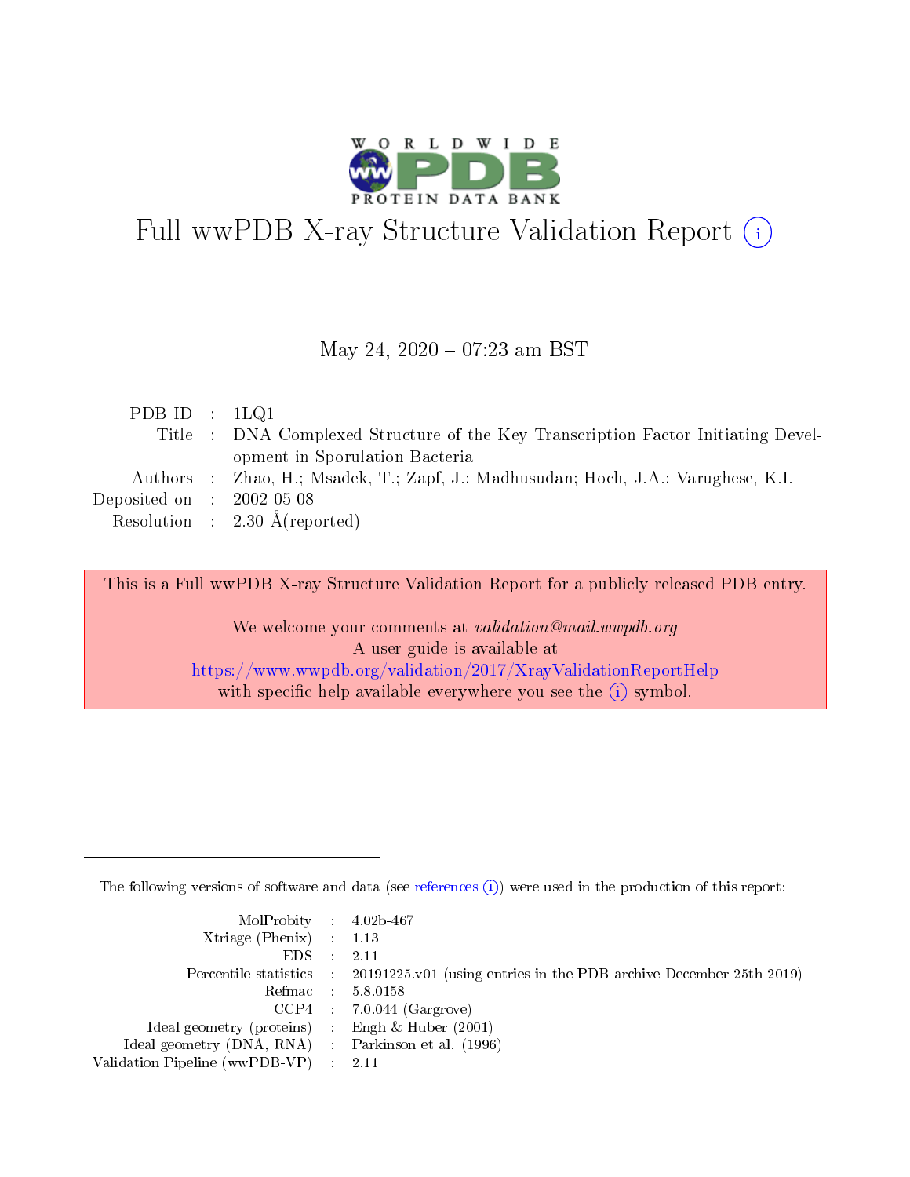# Full wwPDB X-ray Structure Validation Report (i)

May 24, 2020 – 07:23 am BST

| | | |
|---|---|---|
| PDB ID | : | 1LQ1 |
| Title | : | DNA Complexed Structure of the Key Transcription Factor Initiating Development in Sporulation Bacteria |
| Authors | : | Zhao, H.; Msadek, T.; Zapf, J.; Madhusudan; Hoch, J.A.; Varughese, K.I. |
| Deposited on | : | 2002-05-08 |
| Resolution | : | 2.30 Å(reported) |

This is a Full wwPDB X-ray Structure Validation Report for a publicly released PDB entry.

We welcome your comments at *validation@mail.wwpdb.org*
A user guide is available at
https://www.wwpdb.org/validation/2017/XrayValidationReportHelp
with specific help available everywhere you see the (i) symbol.

---

The following versions of software and data (see references (i)) were used in the production of this report:

| | | |
|---|---|---|
| MolProbity | : | 4.02b-467 |
| Xtriage (Phenix) | : | 1.13 |
| EDS | : | 2.11 |
| Percentile statistics | : | 20191225.v01 (using entries in the PDB archive December 25th 2019) |
| Refmac | : | 5.8.0158 |
| CCP4 | : | 7.0.044 (Gargrove) |
| Ideal geometry (proteins) | : | Engh & Huber (2001) |
| Ideal geometry (DNA, RNA) | : | Parkinson et al. (1996) |
| Validation Pipeline (wwPDB-VP) | : | 2.11 |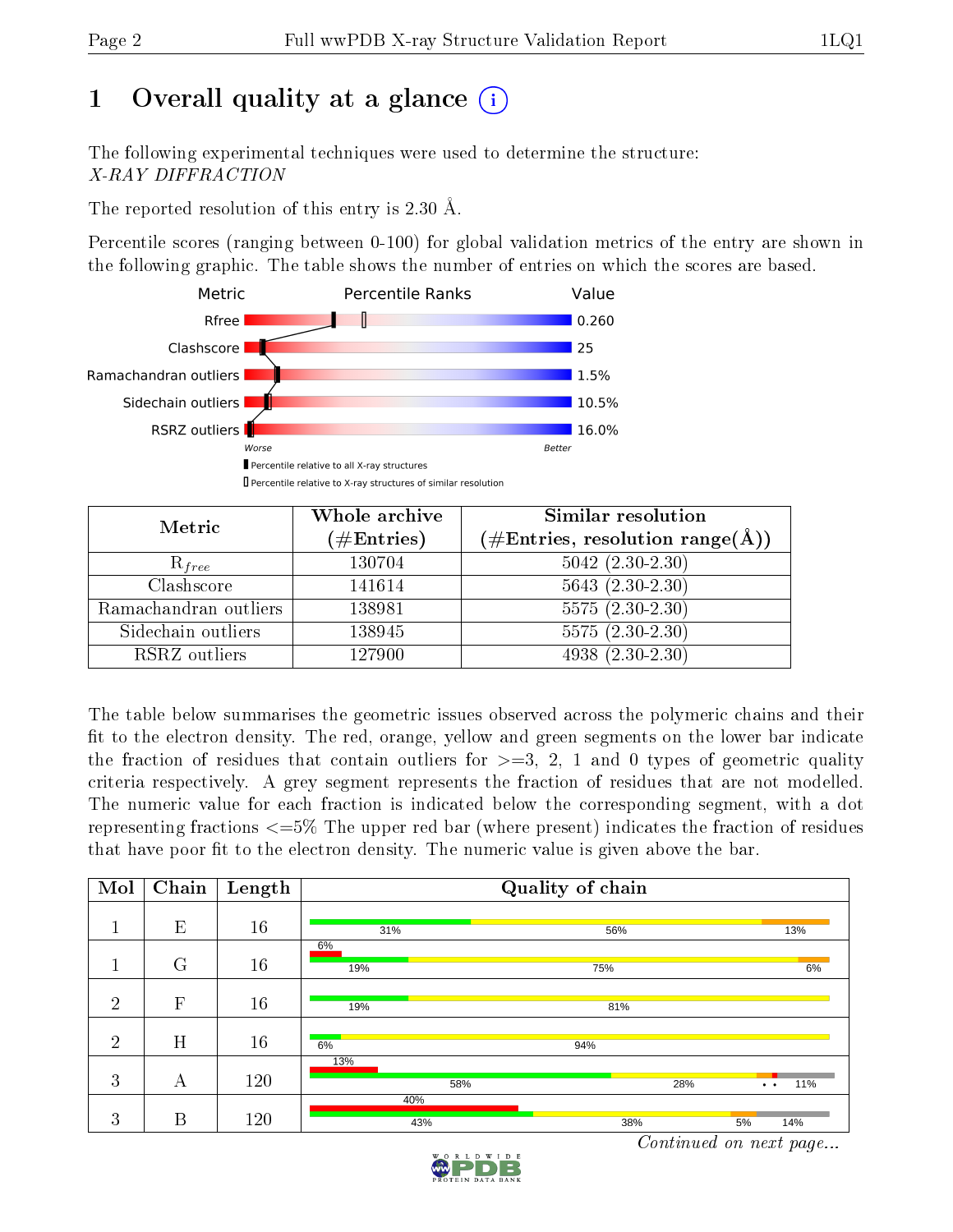# 1 Overall quality at a glance

The following experimental techniques were used to determine the structure:
*X-RAY DIFFRACTION*

The reported resolution of this entry is 2.30 Å.

Percentile scores (ranging between 0-100) for global validation metrics of the entry are shown in the following graphic. The table shows the number of entries on which the scores are based.

| Metric | Value |
|---|---|
| Rfree | 0.260 |
| Clashscore | 25 |
| Ramachandran outliers | 1.5% |
| Sidechain outliers | 10.5% |
| RSRZ outliers | 16.0% |

| Metric | Whole archive (#Entries) | Similar resolution (#Entries, resolution range(Å)) |
|---|---|---|
| $R_{free}$ | 130704 | 5042 (2.30-2.30) |
| Clashscore | 141614 | 5643 (2.30-2.30) |
| Ramachandran outliers | 138981 | 5575 (2.30-2.30) |
| Sidechain outliers | 138945 | 5575 (2.30-2.30) |
| RSRZ outliers | 127900 | 4938 (2.30-2.30) |

The table below summarises the geometric issues observed across the polymeric chains and their fit to the electron density. The red, orange, yellow and green segments on the lower bar indicate the fraction of residues that contain outliers for >=3, 2, 1 and 0 types of geometric quality criteria respectively. A grey segment represents the fraction of residues that are not modelled. The numeric value for each fraction is indicated below the corresponding segment, with a dot representing fractions <=5% The upper red bar (where present) indicates the fraction of residues that have poor fit to the electron density. The numeric value is given above the bar.

| Mol | Chain | Length | Quality of chain |
|---|---|---|---|
| 1 | E | 16 | 31% green, 56% yellow, 13% orange |
| 1 | G | 16 | 6% poor fit; 19% green, 75% yellow, 6% orange |
| 2 | F | 16 | 19% green, 81% yellow |
| 2 | H | 16 | 6% green, 94% yellow |
| 3 | A | 120 | 13% poor fit; 58% green, 28% yellow, • •, 11% grey |
| 3 | B | 120 | 40% poor fit; 43% green, 38% yellow, 5% orange, 14% grey |

*Continued on next page...*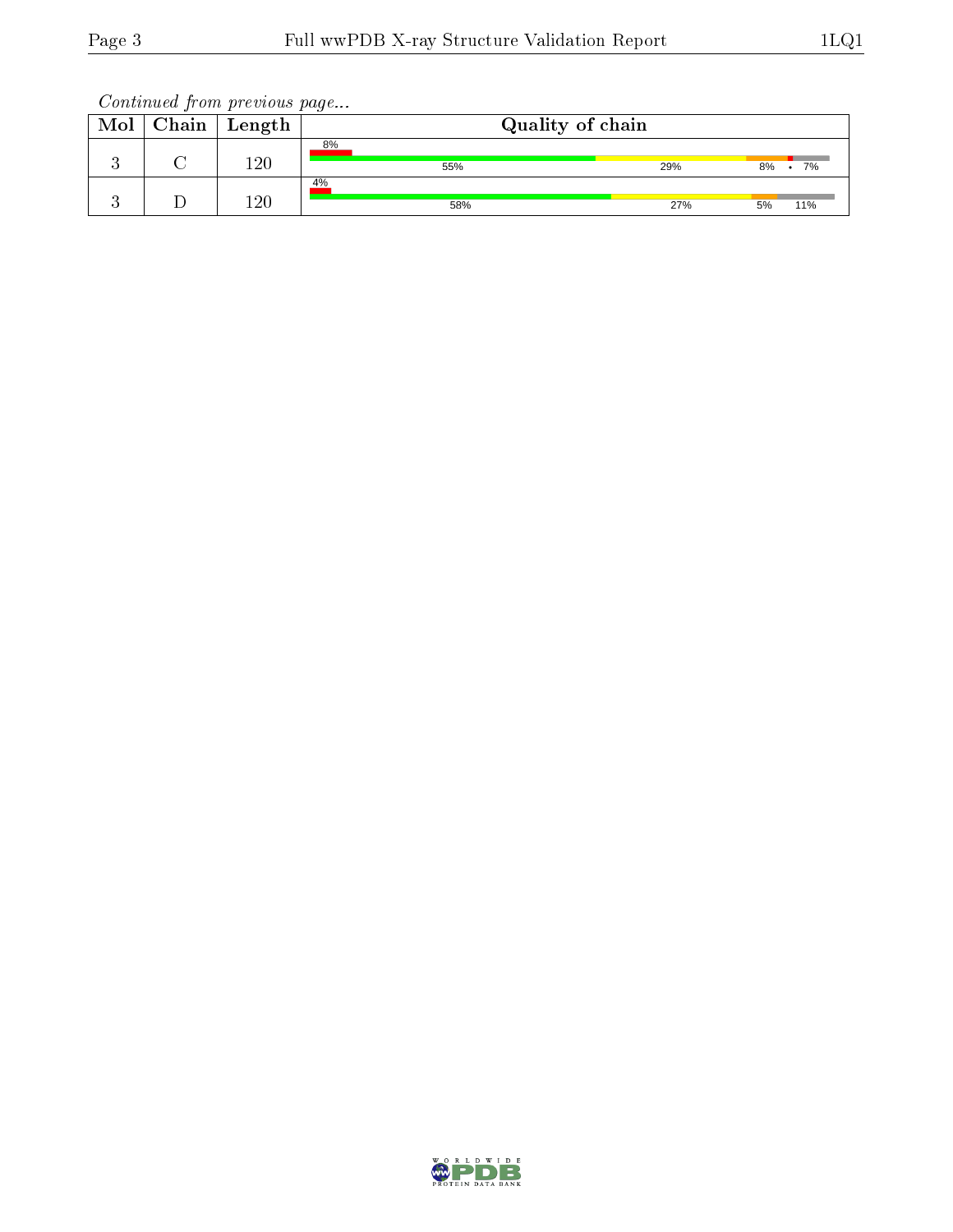*Continued from previous page...*

| Mol | Chain | Length | Quality of chain |
|---|---|---|---|
| 3 | C | 120 | 8% / 55% / 29% / 8% / • / 7% |
| 3 | D | 120 | 4% / 58% / 27% / 5% / 11% |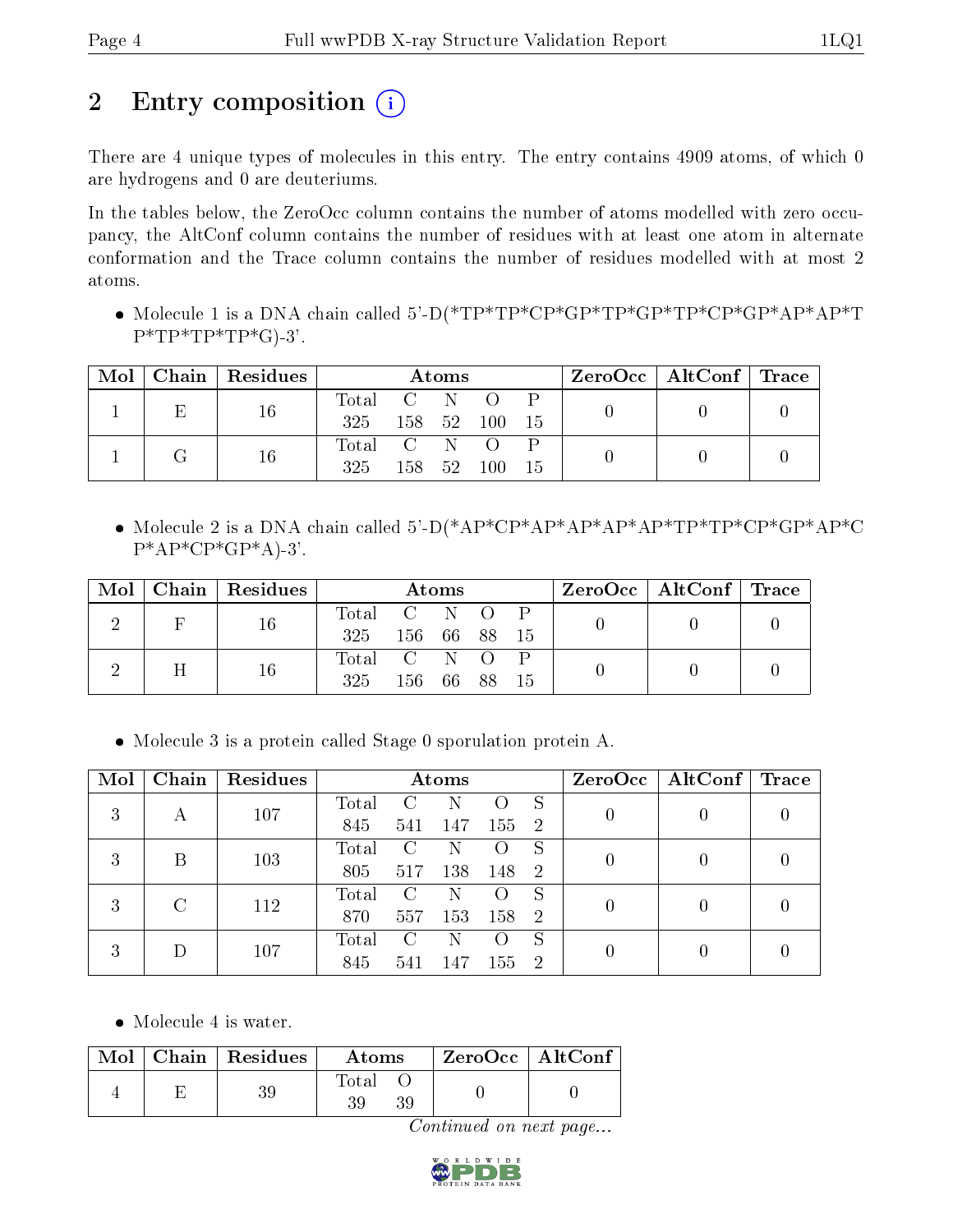# 2 Entry composition

There are 4 unique types of molecules in this entry. The entry contains 4909 atoms, of which 0 are hydrogens and 0 are deuteriums.

In the tables below, the ZeroOcc column contains the number of atoms modelled with zero occupancy, the AltConf column contains the number of residues with at least one atom in alternate conformation and the Trace column contains the number of residues modelled with at most 2 atoms.

- Molecule 1 is a DNA chain called 5'-D(*TP*TP*CP*GP*TP*GP*TP*CP*GP*AP*AP*TP*TP*TP*TP*G)-3'.

| Mol | Chain | Residues | Atoms | | | | | ZeroOcc | AltConf | Trace |
|---|---|---|---|---|---|---|---|---|---|---|
| 1 | E | 16 | Total<br>325 | C<br>158 | N<br>52 | O<br>100 | P<br>15 | 0 | 0 | 0 |
| 1 | G | 16 | Total<br>325 | C<br>158 | N<br>52 | O<br>100 | P<br>15 | 0 | 0 | 0 |

- Molecule 2 is a DNA chain called 5'-D(*AP*CP*AP*AP*AP*AP*TP*TP*CP*GP*AP*CP*AP*CP*GP*A)-3'.

| Mol | Chain | Residues | Atoms | | | | | ZeroOcc | AltConf | Trace |
|---|---|---|---|---|---|---|---|---|---|---|
| 2 | F | 16 | Total<br>325 | C<br>156 | N<br>66 | O<br>88 | P<br>15 | 0 | 0 | 0 |
| 2 | H | 16 | Total<br>325 | C<br>156 | N<br>66 | O<br>88 | P<br>15 | 0 | 0 | 0 |

- Molecule 3 is a protein called Stage 0 sporulation protein A.

| Mol | Chain | Residues | Atoms | | | | | ZeroOcc | AltConf | Trace |
|---|---|---|---|---|---|---|---|---|---|---|
| 3 | A | 107 | Total<br>845 | C<br>541 | N<br>147 | O<br>155 | S<br>2 | 0 | 0 | 0 |
| 3 | B | 103 | Total<br>805 | C<br>517 | N<br>138 | O<br>148 | S<br>2 | 0 | 0 | 0 |
| 3 | C | 112 | Total<br>870 | C<br>557 | N<br>153 | O<br>158 | S<br>2 | 0 | 0 | 0 |
| 3 | D | 107 | Total<br>845 | C<br>541 | N<br>147 | O<br>155 | S<br>2 | 0 | 0 | 0 |

- Molecule 4 is water.

| Mol | Chain | Residues | Atoms | | ZeroOcc | AltConf |
|---|---|---|---|---|---|---|
| 4 | E | 39 | Total<br>39 | O<br>39 | 0 | 0 |

*Continued on next page...*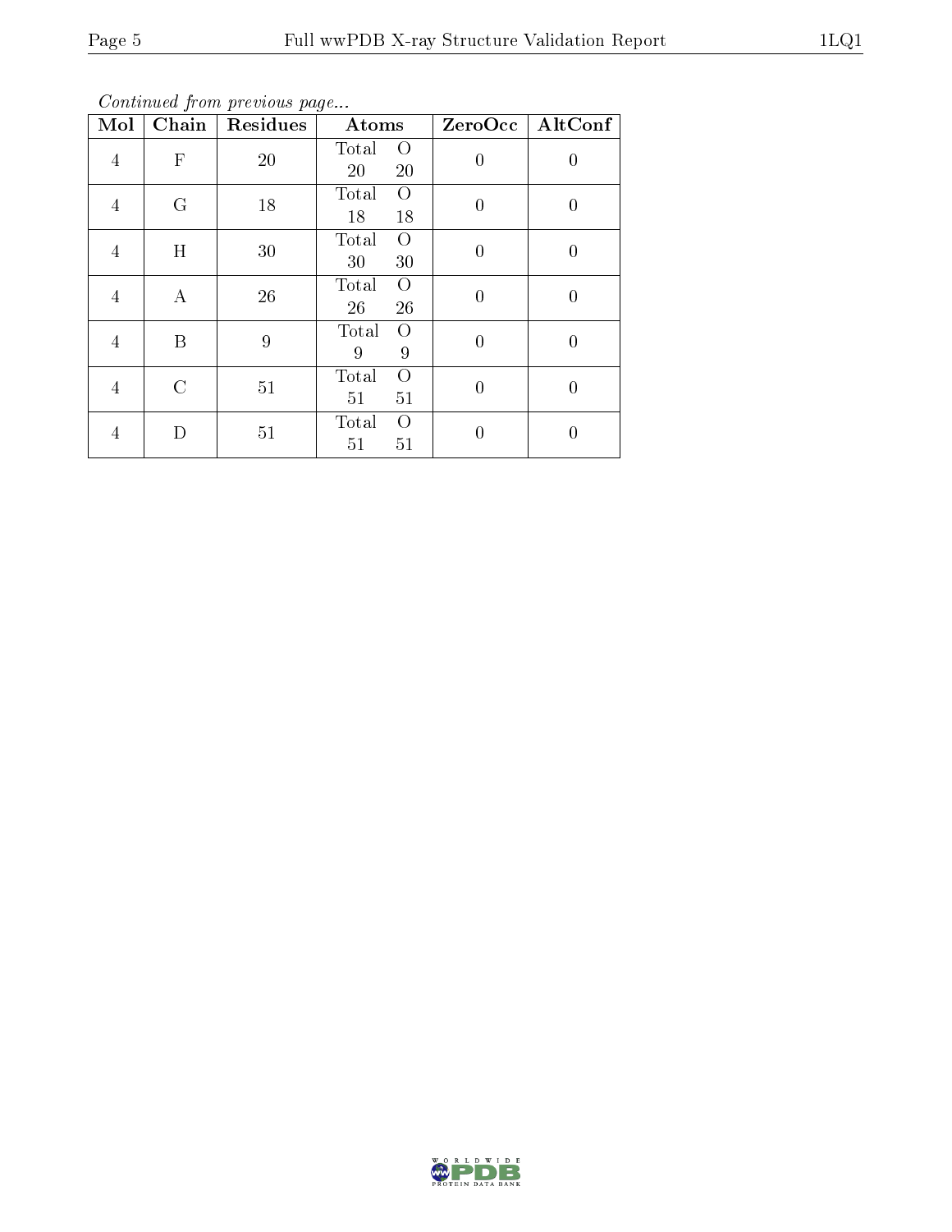*Continued from previous page...*

| Mol | Chain | Residues | Atoms | | ZeroOcc | AltConf |
|---|---|---|---|---|---|---|
| | | | Total | O | | |
| 4 | F | 20 | 20 | 20 | 0 | 0 |
| 4 | G | 18 | 18 | 18 | 0 | 0 |
| 4 | H | 30 | 30 | 30 | 0 | 0 |
| 4 | A | 26 | 26 | 26 | 0 | 0 |
| 4 | B | 9 | 9 | 9 | 0 | 0 |
| 4 | C | 51 | 51 | 51 | 0 | 0 |
| 4 | D | 51 | 51 | 51 | 0 | 0 |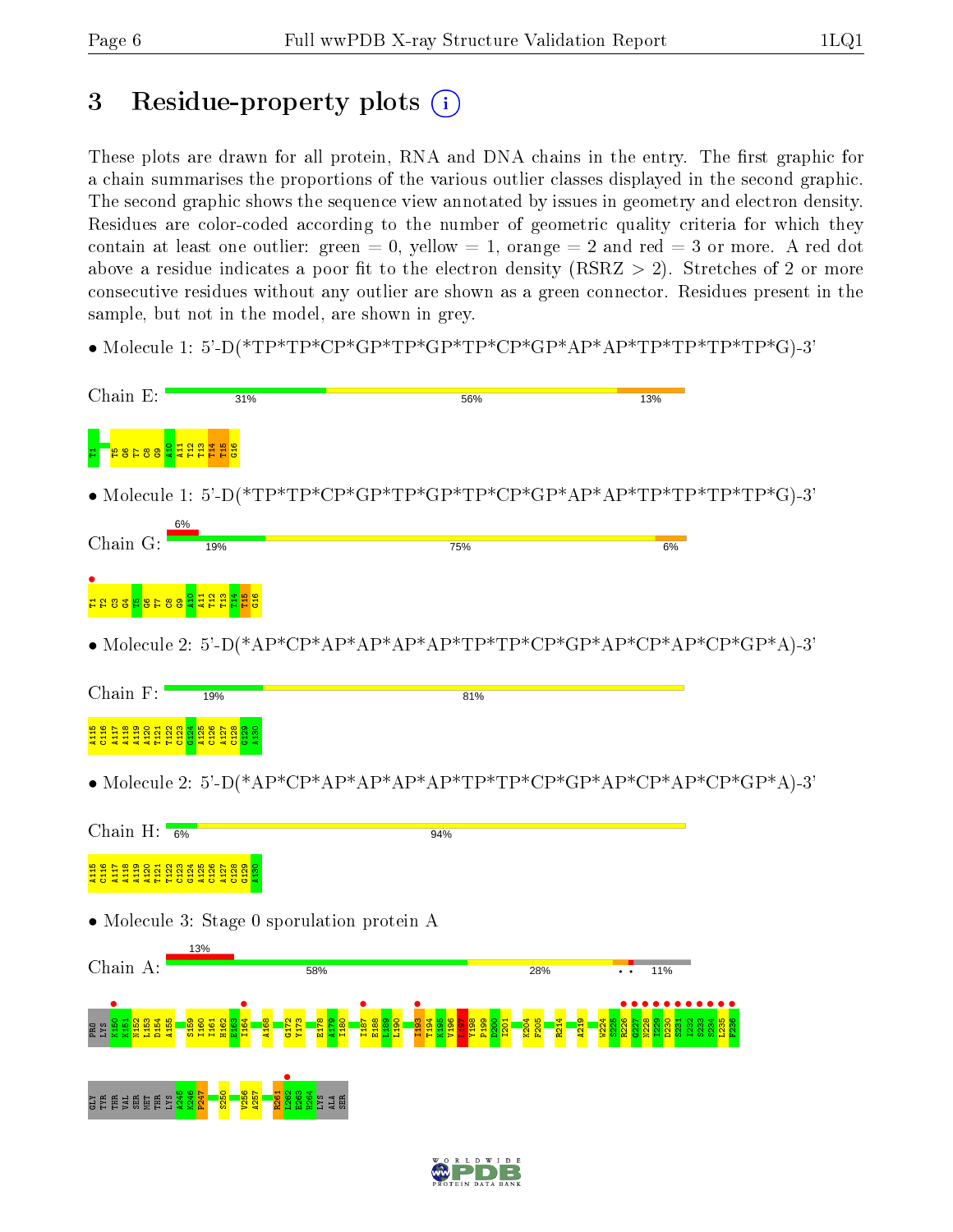# 3 Residue-property plots

These plots are drawn for all protein, RNA and DNA chains in the entry. The first graphic for a chain summarises the proportions of the various outlier classes displayed in the second graphic. The second graphic shows the sequence view annotated by issues in geometry and electron density. Residues are color-coded according to the number of geometric quality criteria for which they contain at least one outlier: green = 0, yellow = 1, orange = 2 and red = 3 or more. A red dot above a residue indicates a poor fit to the electron density (RSRZ > 2). Stretches of 2 or more consecutive residues without any outlier are shown as a green connector. Residues present in the sample, but not in the model, are shown in grey.

- Molecule 1: 5'-D(*TP*TP*CP*GP*TP*GP*TP*CP*GP*AP*AP*TP*TP*TP*TP*G)-3'

Chain E: 31% 56% 13%

T1 T5 G6 T7 C8 G9 A10 A11 T12 T13 T14 T15 G16

- Molecule 1: 5'-D(*TP*TP*CP*GP*TP*GP*TP*CP*GP*AP*AP*TP*TP*TP*TP*G)-3'

Chain G: 6% 19% 75% 6%

T1 T2 C3 G4 T5 G6 T7 C8 G9 A10 A11 T12 T13 T14 T15 G16

- Molecule 2: 5'-D(*AP*CP*AP*AP*AP*AP*TP*TP*CP*GP*AP*CP*AP*CP*GP*A)-3'

Chain F: 19% 81%

A115 C116 A117 A118 A119 A120 T121 T122 C123 G124 A125 C126 A127 C128 G129 A130

- Molecule 2: 5'-D(*AP*CP*AP*AP*AP*AP*TP*TP*CP*GP*AP*CP*AP*CP*GP*A)-3'

Chain H: 6% 94%

A115 C116 A117 A118 A119 A120 T121 T122 C123 G124 A125 C126 A127 C128 G129 A130

- Molecule 3: Stage 0 sporulation protein A

Chain A: 13% 58% 28% • • 11%

PRO LYS K150 K151 N152 L153 D154 A155 S159 I160 I161 H162 E163 I164 A168 G172 Y173 E178 A179 I180 I187 E188 L189 L190 I193 T194 K195 V196 L197 Y198 P199 D200 I201 K204 F205 R214 A219 W224 S225 R226 G227 N228 I229 D230 S231 I232 S233 S234 L235 F236

GLY TYR THR VAL SER MET THR LYS A245 K246 P247 S250 V256 A257 R261 L262 E263 H264 LYS ALA SER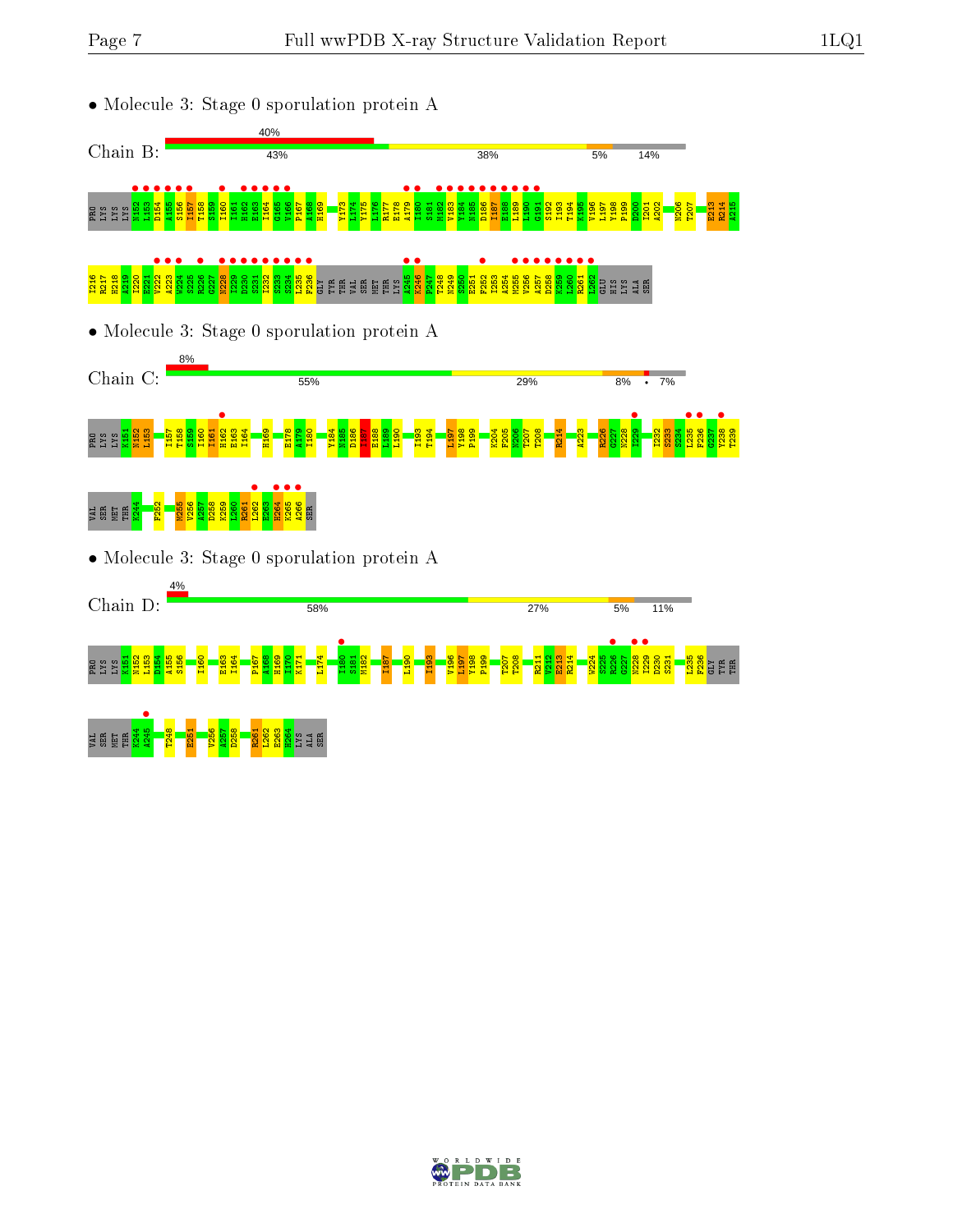• Molecule 3: Stage 0 sporulation protein A

Chain B: 40% | 43% | 38% | 5% | 14%

PRO LYS LYS LYS N152 L153 D154 A155 S156 I157 T158 S159 I160 I161 H162 E163 I164 G165 E166 P167 A168 H169 Y173 L174 Y175 L176 R177 E178 A179 I180 S181 M182 V183 Y184 N185 D186 I187 E188 L189 L190 G191 S192 I193 T194 K195 V196 L197 Y198 P199 D200 I201 A202 N206 T207 E213 R214 A215 I216 R217 H218 A219 I220 E221 V222 A223 W224 S225 R226 G227 N228 I229 D230 S231 I232 S233 S234 L235 F236 GLY TYR THR VAL SER MET THR LYS A245 K246 F247 T248 N249 S250 E251 F252 I253 A254 M255 V256 A257 D258 K259 L260 R261 L262 GLU HIS LYS ALA SER

• Molecule 3: Stage 0 sporulation protein A

Chain C: 8% | 55% | 29% | 8% | • | 7%

PRO LYS LYS K151 N152 L153 I157 T158 S159 I160 I161 H162 E163 I164 H169 E178 A179 I180 Y184 N185 D186 I187 E188 L189 L190 I193 T194 L197 Y198 P199 K204 F205 N206 T207 T208 R214 A223 R226 G227 N228 I229 I232 S233 S234 L235 F236 G237 Y238 T239 VAL SER MET THR K244 F252 M255 V256 A257 D258 K259 L260 R261 L262 E263 H264 K265 A266 SER

• Molecule 3: Stage 0 sporulation protein A

Chain D: 4% | 58% | 27% | 5% | 11%

PRO LYS LYS K151 N152 L153 D154 A155 S156 I160 E163 I164 P167 A168 H169 I170 K171 L174 I180 S181 M182 I187 L190 I193 V196 L197 Y198 P199 T207 T208 R211 V212 E213 R214 W224 S225 R226 G227 N228 I229 D230 S231 L235 F236 GLY TYR THR VAL SER MET THR K244 A245 T248 E251 V256 A257 D258 R261 L262 E263 H264 LYS ALA SER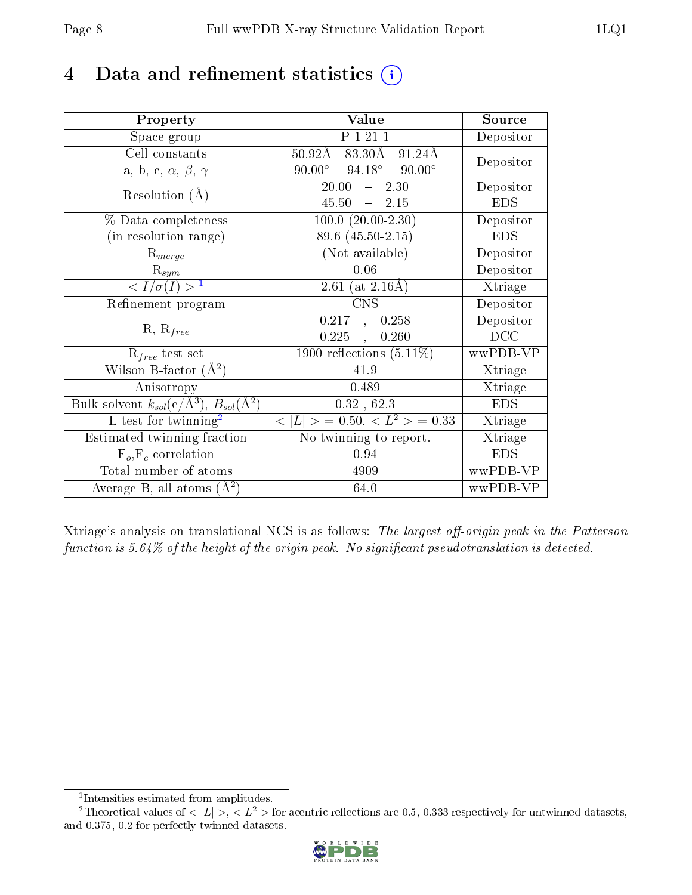# 4 Data and refinement statistics (i)

| Property | Value | Source |
|---|---|---|
| Space group | P 1 21 1 | Depositor |
| Cell constants<br>a, b, c, $\alpha$, $\beta$, $\gamma$ | 50.92Å 83.30Å 91.24Å<br>90.00° 94.18° 90.00° | Depositor |
| Resolution (Å) | 20.00 – 2.30<br>45.50 – 2.15 | Depositor<br>EDS |
| % Data completeness<br>(in resolution range) | 100.0 (20.00-2.30)<br>89.6 (45.50-2.15) | Depositor<br>EDS |
| $R_{merge}$ | (Not available) | Depositor |
| $R_{sym}$ | 0.06 | Depositor |
| $< I/\sigma(I) >$ [1] | 2.61 (at 2.16Å) | Xtriage |
| Refinement program | CNS | Depositor |
| R, $R_{free}$ | 0.217 , 0.258<br>0.225 , 0.260 | Depositor<br>DCC |
| $R_{free}$ test set | 1900 reflections (5.11%) | wwPDB-VP |
| Wilson B-factor (Å$^2$) | 41.9 | Xtriage |
| Anisotropy | 0.489 | Xtriage |
| Bulk solvent $k_{sol}$(e/Å$^3$), $B_{sol}$(Å$^2$) | 0.32 , 62.3 | EDS |
| L-test for twinning[2] | $< \|L\| >$ = 0.50, $< L^2 >$ = 0.33 | Xtriage |
| Estimated twinning fraction | No twinning to report. | Xtriage |
| $F_o$,$F_c$ correlation | 0.94 | EDS |
| Total number of atoms | 4909 | wwPDB-VP |
| Average B, all atoms (Å$^2$) | 64.0 | wwPDB-VP |

Xtriage's analysis on translational NCS is as follows: *The largest off-origin peak in the Patterson function is 5.64% of the height of the origin peak. No significant pseudotranslation is detected.*

[1] Intensities estimated from amplitudes.

[2] Theoretical values of $< |L| >$, $< L^2 >$ for acentric reflections are 0.5, 0.333 respectively for untwinned datasets, and 0.375, 0.2 for perfectly twinned datasets.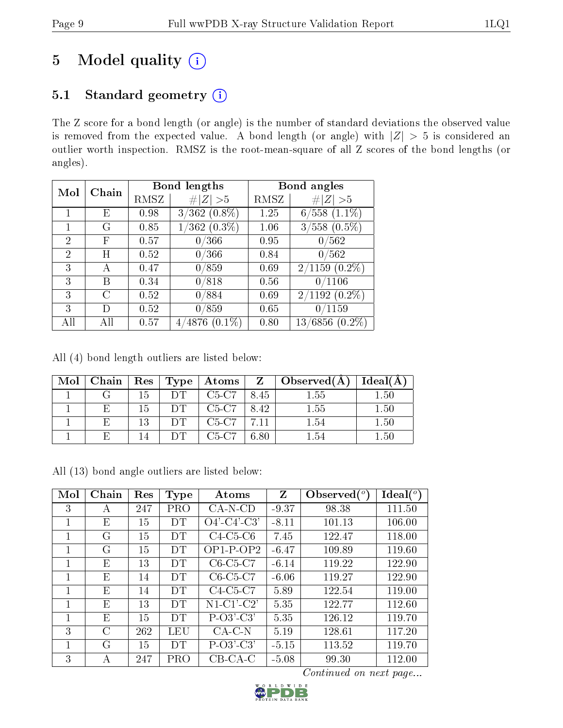# 5 Model quality

## 5.1 Standard geometry

The Z score for a bond length (or angle) is the number of standard deviations the observed value is removed from the expected value. A bond length (or angle) with $|Z| > 5$ is considered an outlier worth inspection. RMSZ is the root-mean-square of all Z scores of the bond lengths (or angles).

| Mol | Chain | Bond lengths | | Bond angles | |
|---|---|---|---|---|---|
| | | RMSZ | #\|Z\| >5 | RMSZ | #\|Z\| >5 |
| 1 | E | 0.98 | 3/362 (0.8%) | 1.25 | 6/558 (1.1%) |
| 1 | G | 0.85 | 1/362 (0.3%) | 1.06 | 3/558 (0.5%) |
| 2 | F | 0.57 | 0/366 | 0.95 | 0/562 |
| 2 | H | 0.52 | 0/366 | 0.84 | 0/562 |
| 3 | A | 0.47 | 0/859 | 0.69 | 2/1159 (0.2%) |
| 3 | B | 0.34 | 0/818 | 0.56 | 0/1106 |
| 3 | C | 0.52 | 0/884 | 0.69 | 2/1192 (0.2%) |
| 3 | D | 0.52 | 0/859 | 0.65 | 0/1159 |
| All | All | 0.57 | 4/4876 (0.1%) | 0.80 | 13/6856 (0.2%) |

All (4) bond length outliers are listed below:

| Mol | Chain | Res | Type | Atoms | Z | Observed(Å) | Ideal(Å) |
|---|---|---|---|---|---|---|---|
| 1 | G | 15 | DT | C5-C7 | 8.45 | 1.55 | 1.50 |
| 1 | E | 15 | DT | C5-C7 | 8.42 | 1.55 | 1.50 |
| 1 | E | 13 | DT | C5-C7 | 7.11 | 1.54 | 1.50 |
| 1 | E | 14 | DT | C5-C7 | 6.80 | 1.54 | 1.50 |

All (13) bond angle outliers are listed below:

| Mol | Chain | Res | Type | Atoms | Z | Observed(°) | Ideal(°) |
|---|---|---|---|---|---|---|---|
| 3 | A | 247 | PRO | CA-N-CD | -9.37 | 98.38 | 111.50 |
| 1 | E | 15 | DT | O4'-C4'-C3' | -8.11 | 101.13 | 106.00 |
| 1 | G | 15 | DT | C4-C5-C6 | 7.45 | 122.47 | 118.00 |
| 1 | G | 15 | DT | OP1-P-OP2 | -6.47 | 109.89 | 119.60 |
| 1 | E | 13 | DT | C6-C5-C7 | -6.14 | 119.22 | 122.90 |
| 1 | E | 14 | DT | C6-C5-C7 | -6.06 | 119.27 | 122.90 |
| 1 | E | 14 | DT | C4-C5-C7 | 5.89 | 122.54 | 119.00 |
| 1 | E | 13 | DT | N1-C1'-C2' | 5.35 | 122.77 | 112.60 |
| 1 | E | 15 | DT | P-O3'-C3' | 5.35 | 126.12 | 119.70 |
| 3 | C | 262 | LEU | CA-C-N | 5.19 | 128.61 | 117.20 |
| 1 | G | 15 | DT | P-O3'-C3' | -5.15 | 113.52 | 119.70 |
| 3 | A | 247 | PRO | CB-CA-C | -5.08 | 99.30 | 112.00 |

*Continued on next page...*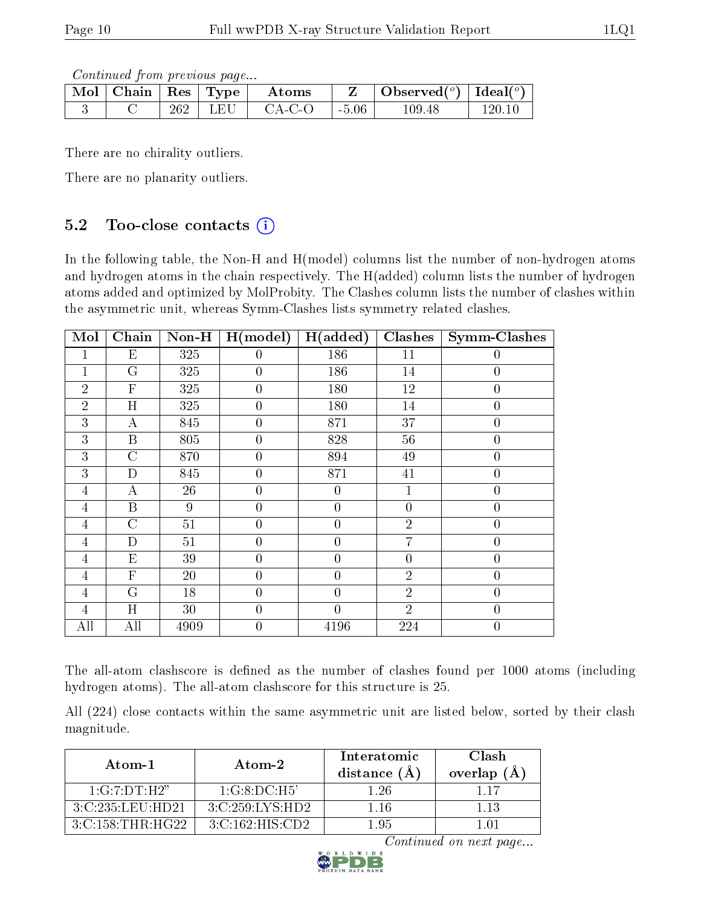*Continued from previous page...*

| Mol | Chain | Res | Type | Atoms | Z | Observed(°) | Ideal(°) |
|---|---|---|---|---|---|---|---|
| 3 | C | 262 | LEU | CA-C-O | -5.06 | 109.48 | 120.10 |

There are no chirality outliers.

There are no planarity outliers.

### 5.2 Too-close contacts (i)

In the following table, the Non-H and H(model) columns list the number of non-hydrogen atoms and hydrogen atoms in the chain respectively. The H(added) column lists the number of hydrogen atoms added and optimized by MolProbity. The Clashes column lists the number of clashes within the asymmetric unit, whereas Symm-Clashes lists symmetry related clashes.

| Mol | Chain | Non-H | H(model) | H(added) | Clashes | Symm-Clashes |
|---|---|---|---|---|---|---|
| 1 | E | 325 | 0 | 186 | 11 | 0 |
| 1 | G | 325 | 0 | 186 | 14 | 0 |
| 2 | F | 325 | 0 | 180 | 12 | 0 |
| 2 | H | 325 | 0 | 180 | 14 | 0 |
| 3 | A | 845 | 0 | 871 | 37 | 0 |
| 3 | B | 805 | 0 | 828 | 56 | 0 |
| 3 | C | 870 | 0 | 894 | 49 | 0 |
| 3 | D | 845 | 0 | 871 | 41 | 0 |
| 4 | A | 26 | 0 | 0 | 1 | 0 |
| 4 | B | 9 | 0 | 0 | 0 | 0 |
| 4 | C | 51 | 0 | 0 | 2 | 0 |
| 4 | D | 51 | 0 | 0 | 7 | 0 |
| 4 | E | 39 | 0 | 0 | 0 | 0 |
| 4 | F | 20 | 0 | 0 | 2 | 0 |
| 4 | G | 18 | 0 | 0 | 2 | 0 |
| 4 | H | 30 | 0 | 0 | 2 | 0 |
| All | All | 4909 | 0 | 4196 | 224 | 0 |

The all-atom clashscore is defined as the number of clashes found per 1000 atoms (including hydrogen atoms). The all-atom clashscore for this structure is 25.

All (224) close contacts within the same asymmetric unit are listed below, sorted by their clash magnitude.

| Atom-1 | Atom-2 | Interatomic distance (Å) | Clash overlap (Å) |
|---|---|---|---|
| 1:G:7:DT:H2" | 1:G:8:DC:H5' | 1.26 | 1.17 |
| 3:C:235:LEU:HD21 | 3:C:259:LYS:HD2 | 1.16 | 1.13 |
| 3:C:158:THR:HG22 | 3:C:162:HIS:CD2 | 1.95 | 1.01 |

*Continued on next page...*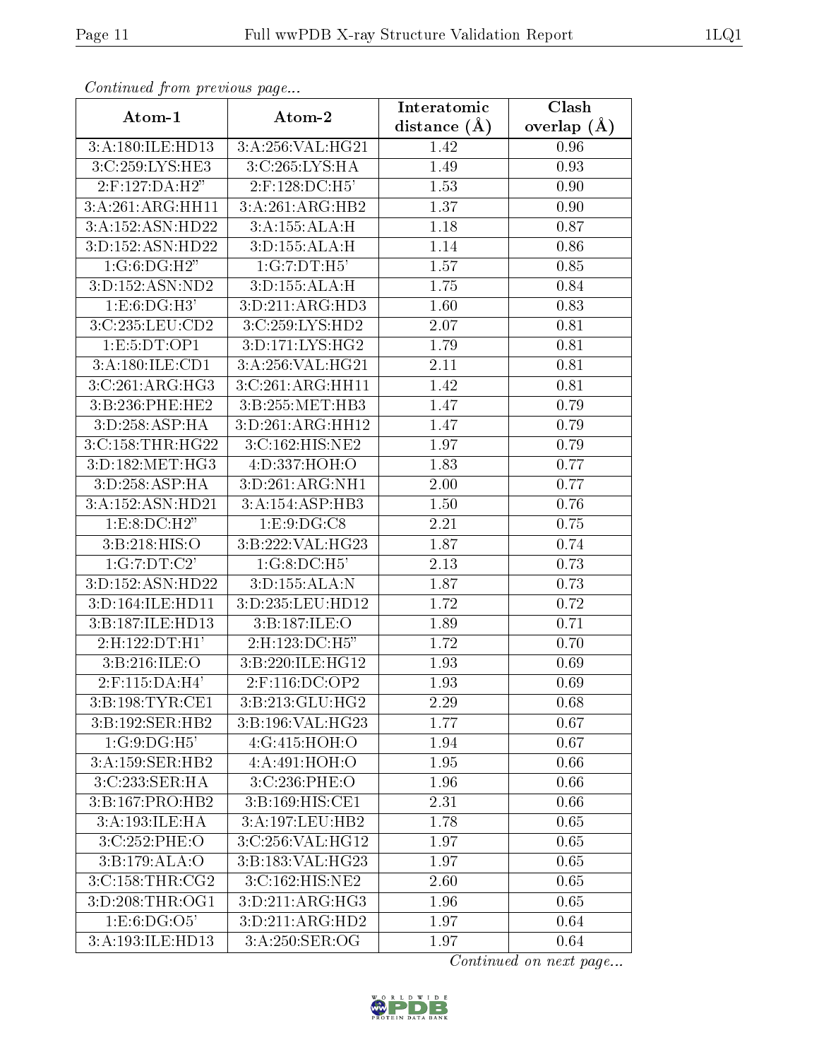*Continued from previous page...*

| Atom-1 | Atom-2 | Interatomic distance (Å) | Clash overlap (Å) |
|---|---|---|---|
| 3:A:180:ILE:HD13 | 3:A:256:VAL:HG21 | 1.42 | 0.96 |
| 3:C:259:LYS:HE3 | 3:C:265:LYS:HA | 1.49 | 0.93 |
| 2:F:127:DA:H2" | 2:F:128:DC:H5' | 1.53 | 0.90 |
| 3:A:261:ARG:HH11 | 3:A:261:ARG:HB2 | 1.37 | 0.90 |
| 3:A:152:ASN:HD22 | 3:A:155:ALA:H | 1.18 | 0.87 |
| 3:D:152:ASN:HD22 | 3:D:155:ALA:H | 1.14 | 0.86 |
| 1:G:6:DG:H2" | 1:G:7:DT:H5' | 1.57 | 0.85 |
| 3:D:152:ASN:ND2 | 3:D:155:ALA:H | 1.75 | 0.84 |
| 1:E:6:DG:H3' | 3:D:211:ARG:HD3 | 1.60 | 0.83 |
| 3:C:235:LEU:CD2 | 3:C:259:LYS:HD2 | 2.07 | 0.81 |
| 1:E:5:DT:OP1 | 3:D:171:LYS:HG2 | 1.79 | 0.81 |
| 3:A:180:ILE:CD1 | 3:A:256:VAL:HG21 | 2.11 | 0.81 |
| 3:C:261:ARG:HG3 | 3:C:261:ARG:HH11 | 1.42 | 0.81 |
| 3:B:236:PHE:HE2 | 3:B:255:MET:HB3 | 1.47 | 0.79 |
| 3:D:258:ASP:HA | 3:D:261:ARG:HH12 | 1.47 | 0.79 |
| 3:C:158:THR:HG22 | 3:C:162:HIS:NE2 | 1.97 | 0.79 |
| 3:D:182:MET:HG3 | 4:D:337:HOH:O | 1.83 | 0.77 |
| 3:D:258:ASP:HA | 3:D:261:ARG:NH1 | 2.00 | 0.77 |
| 3:A:152:ASN:HD21 | 3:A:154:ASP:HB3 | 1.50 | 0.76 |
| 1:E:8:DC:H2" | 1:E:9:DG:C8 | 2.21 | 0.75 |
| 3:B:218:HIS:O | 3:B:222:VAL:HG23 | 1.87 | 0.74 |
| 1:G:7:DT:C2' | 1:G:8:DC:H5' | 2.13 | 0.73 |
| 3:D:152:ASN:HD22 | 3:D:155:ALA:N | 1.87 | 0.73 |
| 3:D:164:ILE:HD11 | 3:D:235:LEU:HD12 | 1.72 | 0.72 |
| 3:B:187:ILE:HD13 | 3:B:187:ILE:O | 1.89 | 0.71 |
| 2:H:122:DT:H1' | 2:H:123:DC:H5" | 1.72 | 0.70 |
| 3:B:216:ILE:O | 3:B:220:ILE:HG12 | 1.93 | 0.69 |
| 2:F:115:DA:H4' | 2:F:116:DC:OP2 | 1.93 | 0.69 |
| 3:B:198:TYR:CE1 | 3:B:213:GLU:HG2 | 2.29 | 0.68 |
| 3:B:192:SER:HB2 | 3:B:196:VAL:HG23 | 1.77 | 0.67 |
| 1:G:9:DG:H5' | 4:G:415:HOH:O | 1.94 | 0.67 |
| 3:A:159:SER:HB2 | 4:A:491:HOH:O | 1.95 | 0.66 |
| 3:C:233:SER:HA | 3:C:236:PHE:O | 1.96 | 0.66 |
| 3:B:167:PRO:HB2 | 3:B:169:HIS:CE1 | 2.31 | 0.66 |
| 3:A:193:ILE:HA | 3:A:197:LEU:HB2 | 1.78 | 0.65 |
| 3:C:252:PHE:O | 3:C:256:VAL:HG12 | 1.97 | 0.65 |
| 3:B:179:ALA:O | 3:B:183:VAL:HG23 | 1.97 | 0.65 |
| 3:C:158:THR:CG2 | 3:C:162:HIS:NE2 | 2.60 | 0.65 |
| 3:D:208:THR:OG1 | 3:D:211:ARG:HG3 | 1.96 | 0.65 |
| 1:E:6:DG:O5' | 3:D:211:ARG:HD2 | 1.97 | 0.64 |
| 3:A:193:ILE:HD13 | 3:A:250:SER:OG | 1.97 | 0.64 |

*Continued on next page...*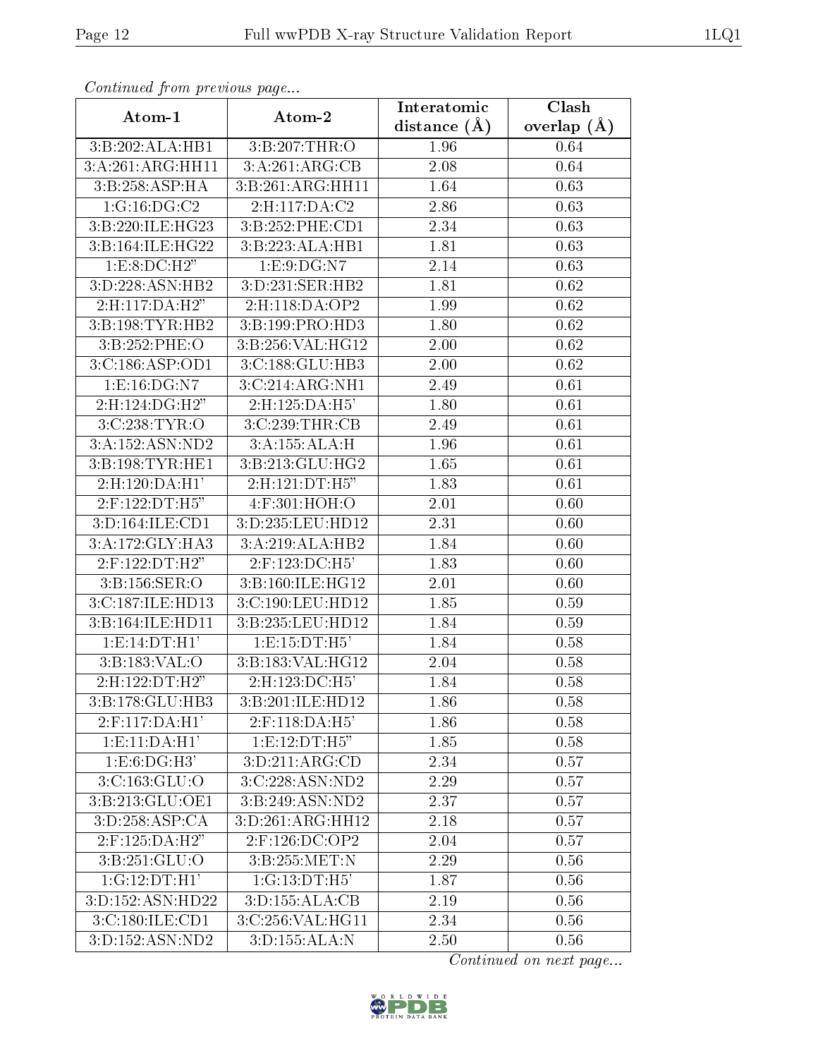*Continued from previous page...*

| Atom-1 | Atom-2 | Interatomic distance (Å) | Clash overlap (Å) |
|---|---|---|---|
| 3:B:202:ALA:HB1 | 3:B:207:THR:O | 1.96 | 0.64 |
| 3:A:261:ARG:HH11 | 3:A:261:ARG:CB | 2.08 | 0.64 |
| 3:B:258:ASP:HA | 3:B:261:ARG:HH11 | 1.64 | 0.63 |
| 1:G:16:DG:C2 | 2:H:117:DA:C2 | 2.86 | 0.63 |
| 3:B:220:ILE:HG23 | 3:B:252:PHE:CD1 | 2.34 | 0.63 |
| 3:B:164:ILE:HG22 | 3:B:223:ALA:HB1 | 1.81 | 0.63 |
| 1:E:8:DC:H2" | 1:E:9:DG:N7 | 2.14 | 0.63 |
| 3:D:228:ASN:HB2 | 3:D:231:SER:HB2 | 1.81 | 0.62 |
| 2:H:117:DA:H2" | 2:H:118:DA:OP2 | 1.99 | 0.62 |
| 3:B:198:TYR:HB2 | 3:B:199:PRO:HD3 | 1.80 | 0.62 |
| 3:B:252:PHE:O | 3:B:256:VAL:HG12 | 2.00 | 0.62 |
| 3:C:186:ASP:OD1 | 3:C:188:GLU:HB3 | 2.00 | 0.62 |
| 1:E:16:DG:N7 | 3:C:214:ARG:NH1 | 2.49 | 0.61 |
| 2:H:124:DG:H2" | 2:H:125:DA:H5' | 1.80 | 0.61 |
| 3:C:238:TYR:O | 3:C:239:THR:CB | 2.49 | 0.61 |
| 3:A:152:ASN:ND2 | 3:A:155:ALA:H | 1.96 | 0.61 |
| 3:B:198:TYR:HE1 | 3:B:213:GLU:HG2 | 1.65 | 0.61 |
| 2:H:120:DA:H1' | 2:H:121:DT:H5" | 1.83 | 0.61 |
| 2:F:122:DT:H5" | 4:F:301:HOH:O | 2.01 | 0.60 |
| 3:D:164:ILE:CD1 | 3:D:235:LEU:HD12 | 2.31 | 0.60 |
| 3:A:172:GLY:HA3 | 3:A:219:ALA:HB2 | 1.84 | 0.60 |
| 2:F:122:DT:H2" | 2:F:123:DC:H5' | 1.83 | 0.60 |
| 3:B:156:SER:O | 3:B:160:ILE:HG12 | 2.01 | 0.60 |
| 3:C:187:ILE:HD13 | 3:C:190:LEU:HD12 | 1.85 | 0.59 |
| 3:B:164:ILE:HD11 | 3:B:235:LEU:HD12 | 1.84 | 0.59 |
| 1:E:14:DT:H1' | 1:E:15:DT:H5' | 1.84 | 0.58 |
| 3:B:183:VAL:O | 3:B:183:VAL:HG12 | 2.04 | 0.58 |
| 2:H:122:DT:H2" | 2:H:123:DC:H5' | 1.84 | 0.58 |
| 3:B:178:GLU:HB3 | 3:B:201:ILE:HD12 | 1.86 | 0.58 |
| 2:F:117:DA:H1' | 2:F:118:DA:H5' | 1.86 | 0.58 |
| 1:E:11:DA:H1' | 1:E:12:DT:H5" | 1.85 | 0.58 |
| 1:E:6:DG:H3' | 3:D:211:ARG:CD | 2.34 | 0.57 |
| 3:C:163:GLU:O | 3:C:228:ASN:ND2 | 2.29 | 0.57 |
| 3:B:213:GLU:OE1 | 3:B:249:ASN:ND2 | 2.37 | 0.57 |
| 3:D:258:ASP:CA | 3:D:261:ARG:HH12 | 2.18 | 0.57 |
| 2:F:125:DA:H2" | 2:F:126:DC:OP2 | 2.04 | 0.57 |
| 3:B:251:GLU:O | 3:B:255:MET:N | 2.29 | 0.56 |
| 1:G:12:DT:H1' | 1:G:13:DT:H5' | 1.87 | 0.56 |
| 3:D:152:ASN:HD22 | 3:D:155:ALA:CB | 2.19 | 0.56 |
| 3:C:180:ILE:CD1 | 3:C:256:VAL:HG11 | 2.34 | 0.56 |
| 3:D:152:ASN:ND2 | 3:D:155:ALA:N | 2.50 | 0.56 |

*Continued on next page...*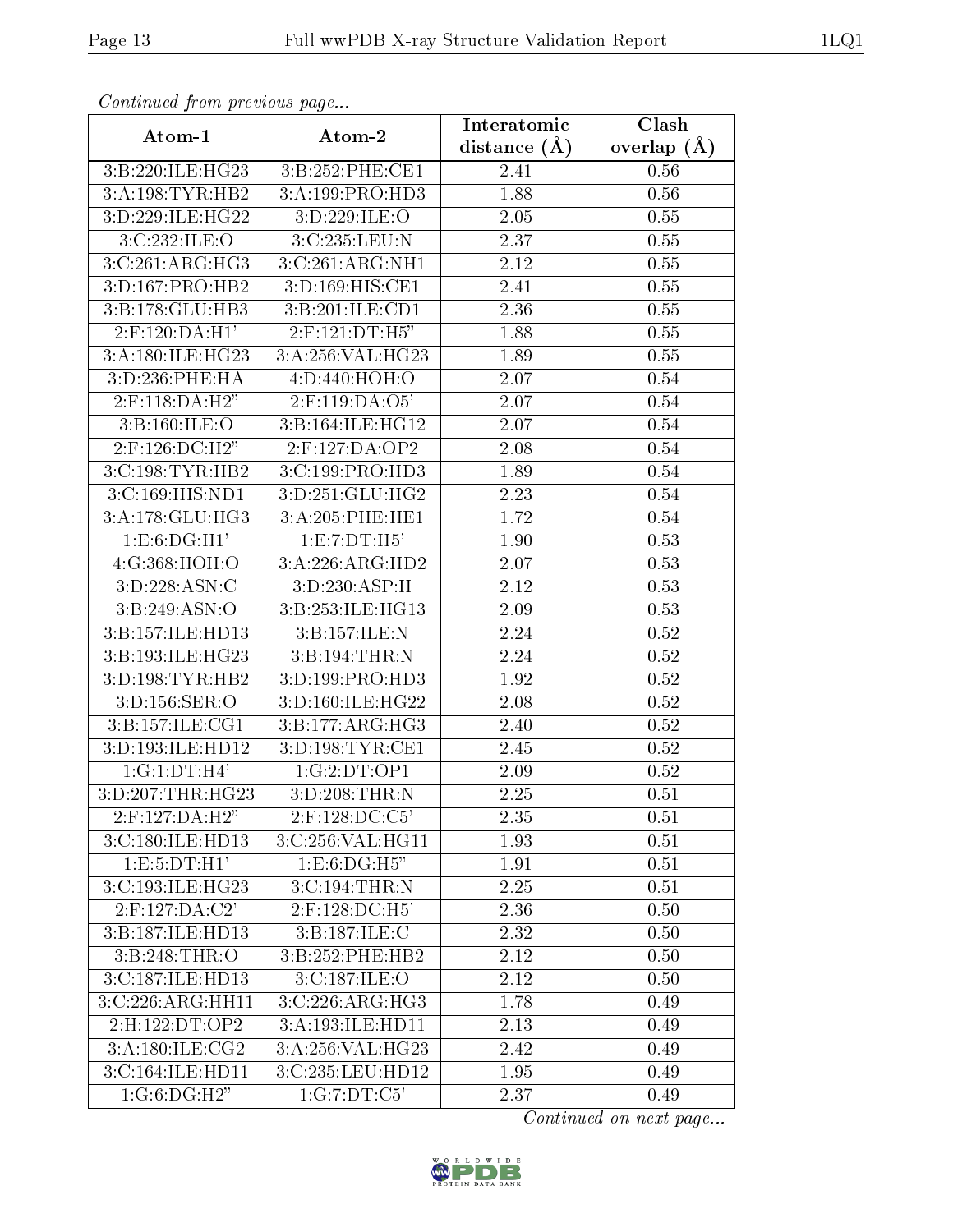*Continued from previous page...*

| Atom-1 | Atom-2 | Interatomic distance (Å) | Clash overlap (Å) |
|---|---|---|---|
| 3:B:220:ILE:HG23 | 3:B:252:PHE:CE1 | 2.41 | 0.56 |
| 3:A:198:TYR:HB2 | 3:A:199:PRO:HD3 | 1.88 | 0.56 |
| 3:D:229:ILE:HG22 | 3:D:229:ILE:O | 2.05 | 0.55 |
| 3:C:232:ILE:O | 3:C:235:LEU:N | 2.37 | 0.55 |
| 3:C:261:ARG:HG3 | 3:C:261:ARG:NH1 | 2.12 | 0.55 |
| 3:D:167:PRO:HB2 | 3:D:169:HIS:CE1 | 2.41 | 0.55 |
| 3:B:178:GLU:HB3 | 3:B:201:ILE:CD1 | 2.36 | 0.55 |
| 2:F:120:DA:H1' | 2:F:121:DT:H5" | 1.88 | 0.55 |
| 3:A:180:ILE:HG23 | 3:A:256:VAL:HG23 | 1.89 | 0.55 |
| 3:D:236:PHE:HA | 4:D:440:HOH:O | 2.07 | 0.54 |
| 2:F:118:DA:H2" | 2:F:119:DA:O5' | 2.07 | 0.54 |
| 3:B:160:ILE:O | 3:B:164:ILE:HG12 | 2.07 | 0.54 |
| 2:F:126:DC:H2" | 2:F:127:DA:OP2 | 2.08 | 0.54 |
| 3:C:198:TYR:HB2 | 3:C:199:PRO:HD3 | 1.89 | 0.54 |
| 3:C:169:HIS:ND1 | 3:D:251:GLU:HG2 | 2.23 | 0.54 |
| 3:A:178:GLU:HG3 | 3:A:205:PHE:HE1 | 1.72 | 0.54 |
| 1:E:6:DG:H1' | 1:E:7:DT:H5' | 1.90 | 0.53 |
| 4:G:368:HOH:O | 3:A:226:ARG:HD2 | 2.07 | 0.53 |
| 3:D:228:ASN:C | 3:D:230:ASP:H | 2.12 | 0.53 |
| 3:B:249:ASN:O | 3:B:253:ILE:HG13 | 2.09 | 0.53 |
| 3:B:157:ILE:HD13 | 3:B:157:ILE:N | 2.24 | 0.52 |
| 3:B:193:ILE:HG23 | 3:B:194:THR:N | 2.24 | 0.52 |
| 3:D:198:TYR:HB2 | 3:D:199:PRO:HD3 | 1.92 | 0.52 |
| 3:D:156:SER:O | 3:D:160:ILE:HG22 | 2.08 | 0.52 |
| 3:B:157:ILE:CG1 | 3:B:177:ARG:HG3 | 2.40 | 0.52 |
| 3:D:193:ILE:HD12 | 3:D:198:TYR:CE1 | 2.45 | 0.52 |
| 1:G:1:DT:H4' | 1:G:2:DT:OP1 | 2.09 | 0.52 |
| 3:D:207:THR:HG23 | 3:D:208:THR:N | 2.25 | 0.51 |
| 2:F:127:DA:H2" | 2:F:128:DC:C5' | 2.35 | 0.51 |
| 3:C:180:ILE:HD13 | 3:C:256:VAL:HG11 | 1.93 | 0.51 |
| 1:E:5:DT:H1' | 1:E:6:DG:H5" | 1.91 | 0.51 |
| 3:C:193:ILE:HG23 | 3:C:194:THR:N | 2.25 | 0.51 |
| 2:F:127:DA:C2' | 2:F:128:DC:H5' | 2.36 | 0.50 |
| 3:B:187:ILE:HD13 | 3:B:187:ILE:C | 2.32 | 0.50 |
| 3:B:248:THR:O | 3:B:252:PHE:HB2 | 2.12 | 0.50 |
| 3:C:187:ILE:HD13 | 3:C:187:ILE:O | 2.12 | 0.50 |
| 3:C:226:ARG:HH11 | 3:C:226:ARG:HG3 | 1.78 | 0.49 |
| 2:H:122:DT:OP2 | 3:A:193:ILE:HD11 | 2.13 | 0.49 |
| 3:A:180:ILE:CG2 | 3:A:256:VAL:HG23 | 2.42 | 0.49 |
| 3:C:164:ILE:HD11 | 3:C:235:LEU:HD12 | 1.95 | 0.49 |
| 1:G:6:DG:H2" | 1:G:7:DT:C5' | 2.37 | 0.49 |

*Continued on next page...*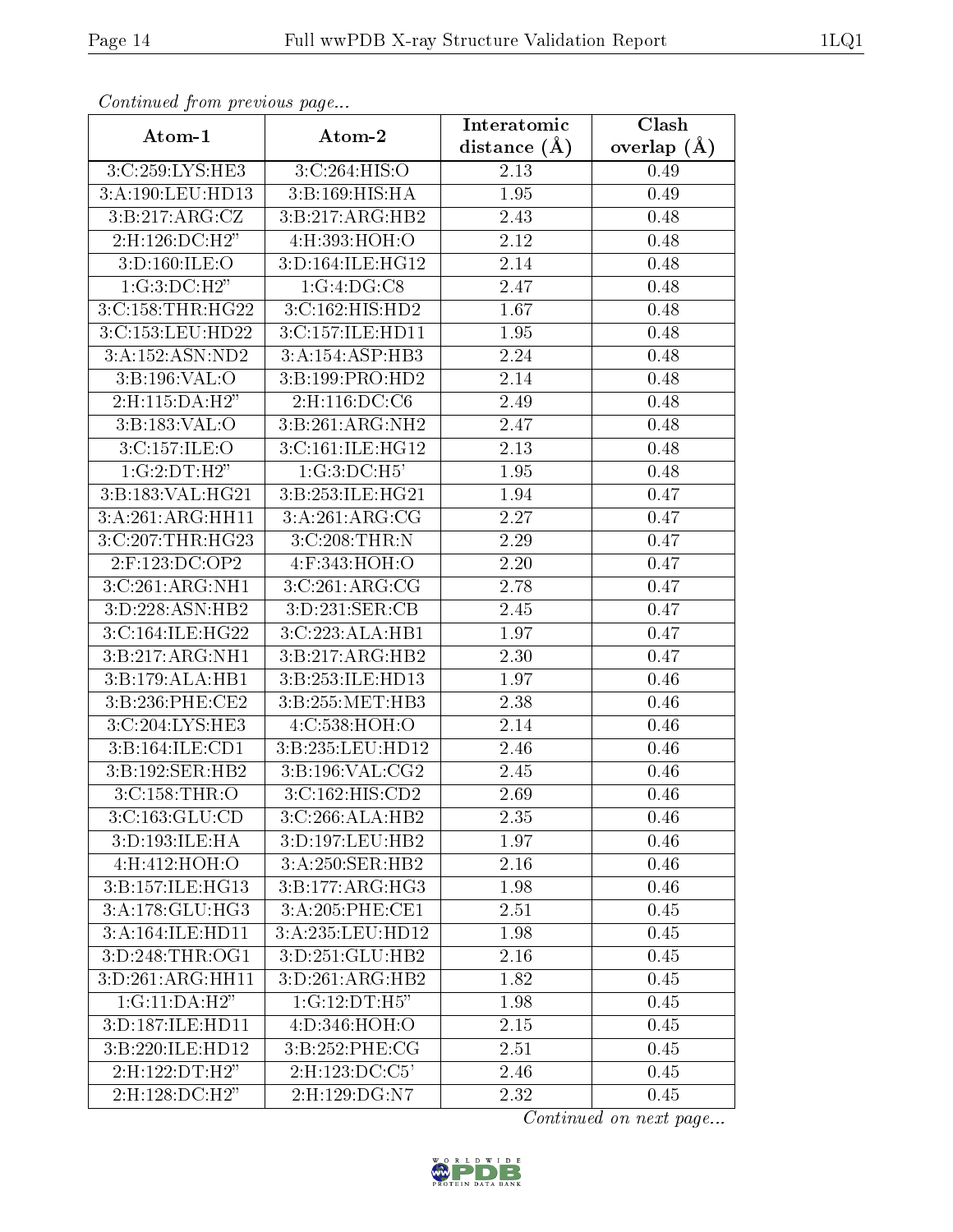*Continued from previous page...*

| Atom-1 | Atom-2 | Interatomic distance (Å) | Clash overlap (Å) |
|---|---|---|---|
| 3:C:259:LYS:HE3 | 3:C:264:HIS:O | 2.13 | 0.49 |
| 3:A:190:LEU:HD13 | 3:B:169:HIS:HA | 1.95 | 0.49 |
| 3:B:217:ARG:CZ | 3:B:217:ARG:HB2 | 2.43 | 0.48 |
| 2:H:126:DC:H2" | 4:H:393:HOH:O | 2.12 | 0.48 |
| 3:D:160:ILE:O | 3:D:164:ILE:HG12 | 2.14 | 0.48 |
| 1:G:3:DC:H2" | 1:G:4:DG:C8 | 2.47 | 0.48 |
| 3:C:158:THR:HG22 | 3:C:162:HIS:HD2 | 1.67 | 0.48 |
| 3:C:153:LEU:HD22 | 3:C:157:ILE:HD11 | 1.95 | 0.48 |
| 3:A:152:ASN:ND2 | 3:A:154:ASP:HB3 | 2.24 | 0.48 |
| 3:B:196:VAL:O | 3:B:199:PRO:HD2 | 2.14 | 0.48 |
| 2:H:115:DA:H2" | 2:H:116:DC:C6 | 2.49 | 0.48 |
| 3:B:183:VAL:O | 3:B:261:ARG:NH2 | 2.47 | 0.48 |
| 3:C:157:ILE:O | 3:C:161:ILE:HG12 | 2.13 | 0.48 |
| 1:G:2:DT:H2" | 1:G:3:DC:H5' | 1.95 | 0.48 |
| 3:B:183:VAL:HG21 | 3:B:253:ILE:HG21 | 1.94 | 0.47 |
| 3:A:261:ARG:HH11 | 3:A:261:ARG:CG | 2.27 | 0.47 |
| 3:C:207:THR:HG23 | 3:C:208:THR:N | 2.29 | 0.47 |
| 2:F:123:DC:OP2 | 4:F:343:HOH:O | 2.20 | 0.47 |
| 3:C:261:ARG:NH1 | 3:C:261:ARG:CG | 2.78 | 0.47 |
| 3:D:228:ASN:HB2 | 3:D:231:SER:CB | 2.45 | 0.47 |
| 3:C:164:ILE:HG22 | 3:C:223:ALA:HB1 | 1.97 | 0.47 |
| 3:B:217:ARG:NH1 | 3:B:217:ARG:HB2 | 2.30 | 0.47 |
| 3:B:179:ALA:HB1 | 3:B:253:ILE:HD13 | 1.97 | 0.46 |
| 3:B:236:PHE:CE2 | 3:B:255:MET:HB3 | 2.38 | 0.46 |
| 3:C:204:LYS:HE3 | 4:C:538:HOH:O | 2.14 | 0.46 |
| 3:B:164:ILE:CD1 | 3:B:235:LEU:HD12 | 2.46 | 0.46 |
| 3:B:192:SER:HB2 | 3:B:196:VAL:CG2 | 2.45 | 0.46 |
| 3:C:158:THR:O | 3:C:162:HIS:CD2 | 2.69 | 0.46 |
| 3:C:163:GLU:CD | 3:C:266:ALA:HB2 | 2.35 | 0.46 |
| 3:D:193:ILE:HA | 3:D:197:LEU:HB2 | 1.97 | 0.46 |
| 4:H:412:HOH:O | 3:A:250:SER:HB2 | 2.16 | 0.46 |
| 3:B:157:ILE:HG13 | 3:B:177:ARG:HG3 | 1.98 | 0.46 |
| 3:A:178:GLU:HG3 | 3:A:205:PHE:CE1 | 2.51 | 0.45 |
| 3:A:164:ILE:HD11 | 3:A:235:LEU:HD12 | 1.98 | 0.45 |
| 3:D:248:THR:OG1 | 3:D:251:GLU:HB2 | 2.16 | 0.45 |
| 3:D:261:ARG:HH11 | 3:D:261:ARG:HB2 | 1.82 | 0.45 |
| 1:G:11:DA:H2" | 1:G:12:DT:H5" | 1.98 | 0.45 |
| 3:D:187:ILE:HD11 | 4:D:346:HOH:O | 2.15 | 0.45 |
| 3:B:220:ILE:HD12 | 3:B:252:PHE:CG | 2.51 | 0.45 |
| 2:H:122:DT:H2" | 2:H:123:DC:C5' | 2.46 | 0.45 |
| 2:H:128:DC:H2" | 2:H:129:DG:N7 | 2.32 | 0.45 |

*Continued on next page...*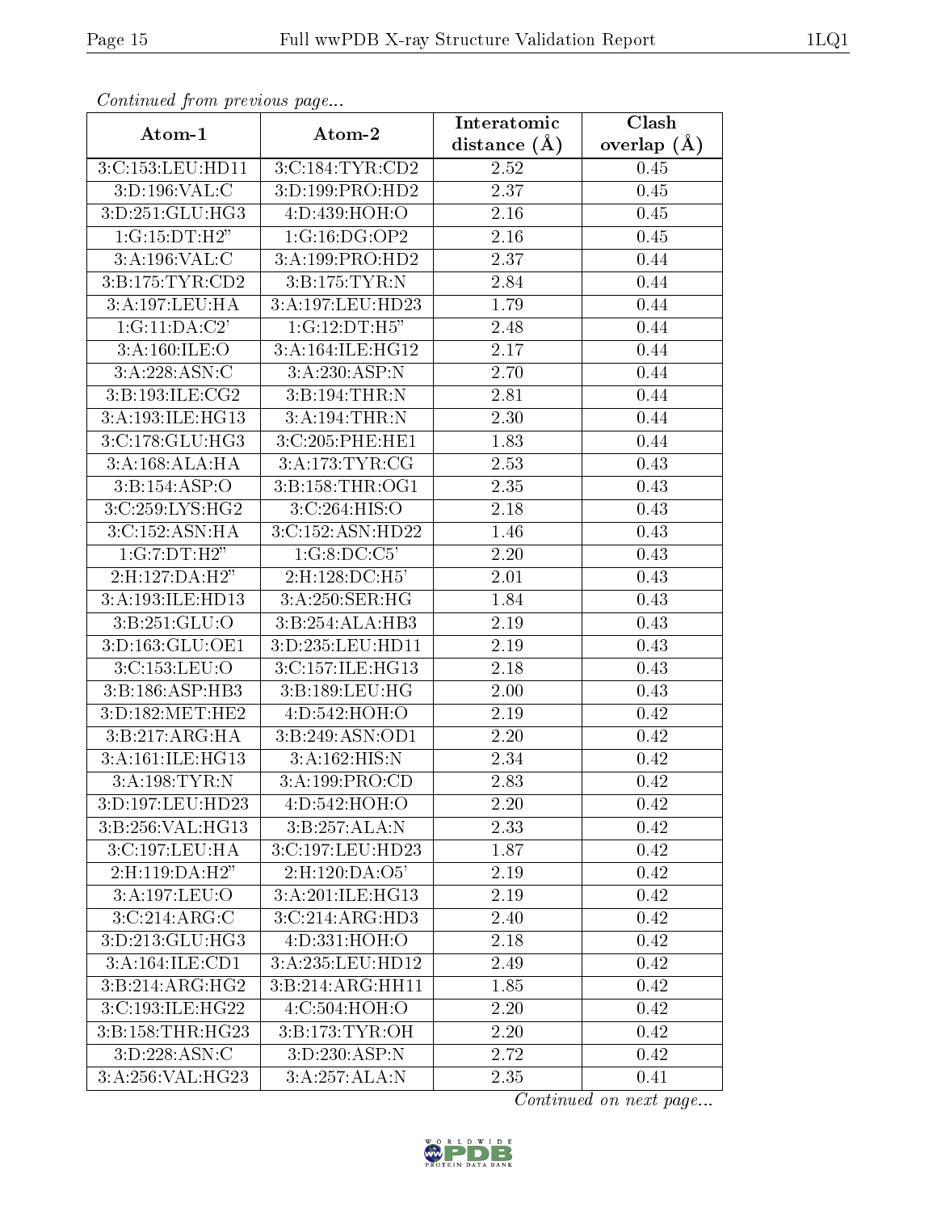*Continued from previous page...*

| Atom-1 | Atom-2 | Interatomic distance (Å) | Clash overlap (Å) |
|---|---|---|---|
| 3:C:153:LEU:HD11 | 3:C:184:TYR:CD2 | 2.52 | 0.45 |
| 3:D:196:VAL:C | 3:D:199:PRO:HD2 | 2.37 | 0.45 |
| 3:D:251:GLU:HG3 | 4:D:439:HOH:O | 2.16 | 0.45 |
| 1:G:15:DT:H2" | 1:G:16:DG:OP2 | 2.16 | 0.45 |
| 3:A:196:VAL:C | 3:A:199:PRO:HD2 | 2.37 | 0.44 |
| 3:B:175:TYR:CD2 | 3:B:175:TYR:N | 2.84 | 0.44 |
| 3:A:197:LEU:HA | 3:A:197:LEU:HD23 | 1.79 | 0.44 |
| 1:G:11:DA:C2' | 1:G:12:DT:H5" | 2.48 | 0.44 |
| 3:A:160:ILE:O | 3:A:164:ILE:HG12 | 2.17 | 0.44 |
| 3:A:228:ASN:C | 3:A:230:ASP:N | 2.70 | 0.44 |
| 3:B:193:ILE:CG2 | 3:B:194:THR:N | 2.81 | 0.44 |
| 3:A:193:ILE:HG13 | 3:A:194:THR:N | 2.30 | 0.44 |
| 3:C:178:GLU:HG3 | 3:C:205:PHE:HE1 | 1.83 | 0.44 |
| 3:A:168:ALA:HA | 3:A:173:TYR:CG | 2.53 | 0.43 |
| 3:B:154:ASP:O | 3:B:158:THR:OG1 | 2.35 | 0.43 |
| 3:C:259:LYS:HG2 | 3:C:264:HIS:O | 2.18 | 0.43 |
| 3:C:152:ASN:HA | 3:C:152:ASN:HD22 | 1.46 | 0.43 |
| 1:G:7:DT:H2" | 1:G:8:DC:C5' | 2.20 | 0.43 |
| 2:H:127:DA:H2" | 2:H:128:DC:H5' | 2.01 | 0.43 |
| 3:A:193:ILE:HD13 | 3:A:250:SER:HG | 1.84 | 0.43 |
| 3:B:251:GLU:O | 3:B:254:ALA:HB3 | 2.19 | 0.43 |
| 3:D:163:GLU:OE1 | 3:D:235:LEU:HD11 | 2.19 | 0.43 |
| 3:C:153:LEU:O | 3:C:157:ILE:HG13 | 2.18 | 0.43 |
| 3:B:186:ASP:HB3 | 3:B:189:LEU:HG | 2.00 | 0.43 |
| 3:D:182:MET:HE2 | 4:D:542:HOH:O | 2.19 | 0.42 |
| 3:B:217:ARG:HA | 3:B:249:ASN:OD1 | 2.20 | 0.42 |
| 3:A:161:ILE:HG13 | 3:A:162:HIS:N | 2.34 | 0.42 |
| 3:A:198:TYR:N | 3:A:199:PRO:CD | 2.83 | 0.42 |
| 3:D:197:LEU:HD23 | 4:D:542:HOH:O | 2.20 | 0.42 |
| 3:B:256:VAL:HG13 | 3:B:257:ALA:N | 2.33 | 0.42 |
| 3:C:197:LEU:HA | 3:C:197:LEU:HD23 | 1.87 | 0.42 |
| 2:H:119:DA:H2" | 2:H:120:DA:O5' | 2.19 | 0.42 |
| 3:A:197:LEU:O | 3:A:201:ILE:HG13 | 2.19 | 0.42 |
| 3:C:214:ARG:C | 3:C:214:ARG:HD3 | 2.40 | 0.42 |
| 3:D:213:GLU:HG3 | 4:D:331:HOH:O | 2.18 | 0.42 |
| 3:A:164:ILE:CD1 | 3:A:235:LEU:HD12 | 2.49 | 0.42 |
| 3:B:214:ARG:HG2 | 3:B:214:ARG:HH11 | 1.85 | 0.42 |
| 3:C:193:ILE:HG22 | 4:C:504:HOH:O | 2.20 | 0.42 |
| 3:B:158:THR:HG23 | 3:B:173:TYR:OH | 2.20 | 0.42 |
| 3:D:228:ASN:C | 3:D:230:ASP:N | 2.72 | 0.42 |
| 3:A:256:VAL:HG23 | 3:A:257:ALA:N | 2.35 | 0.41 |

*Continued on next page...*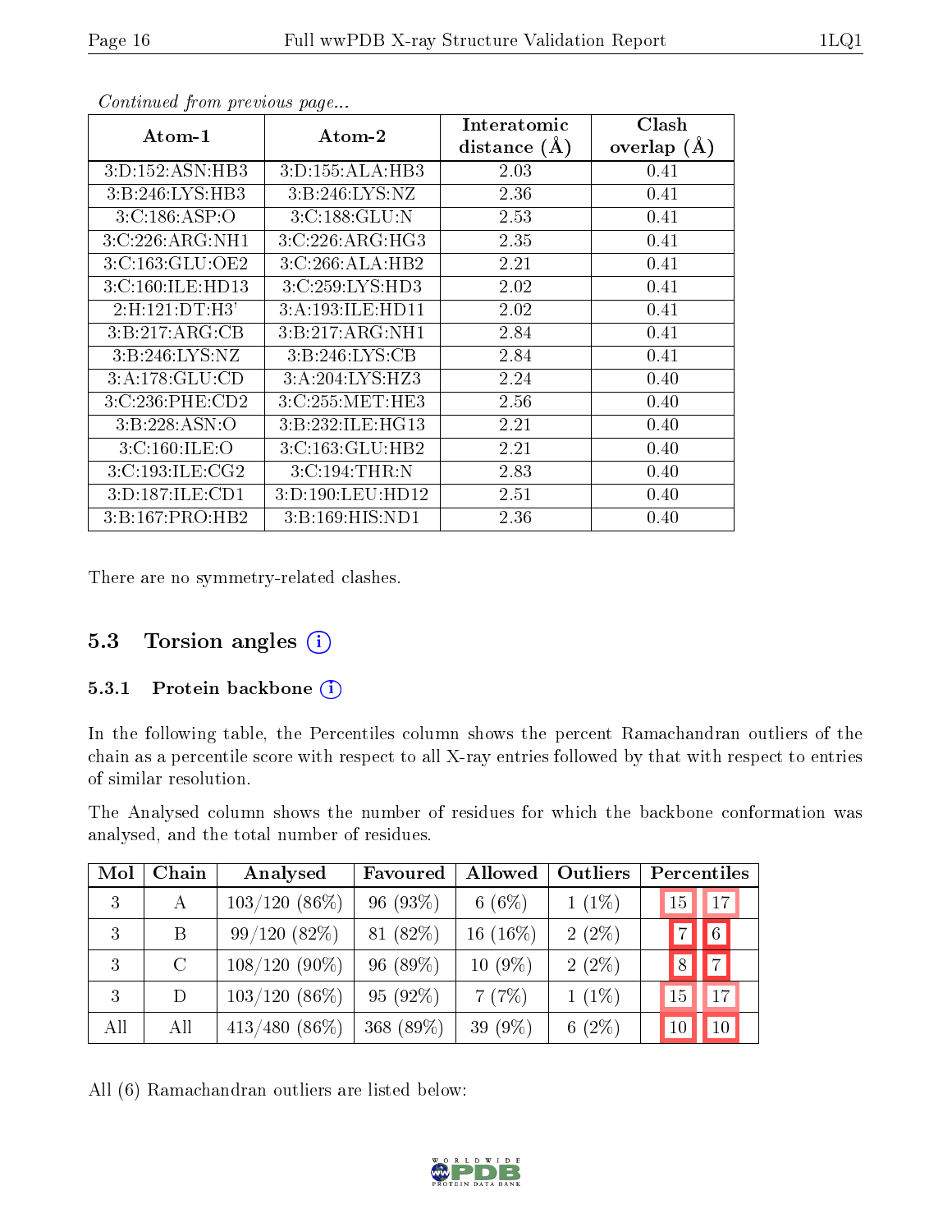*Continued from previous page...*

| Atom-1 | Atom-2 | Interatomic distance (Å) | Clash overlap (Å) |
|---|---|---|---|
| 3:D:152:ASN:HB3 | 3:D:155:ALA:HB3 | 2.03 | 0.41 |
| 3:B:246:LYS:HB3 | 3:B:246:LYS:NZ | 2.36 | 0.41 |
| 3:C:186:ASP:O | 3:C:188:GLU:N | 2.53 | 0.41 |
| 3:C:226:ARG:NH1 | 3:C:226:ARG:HG3 | 2.35 | 0.41 |
| 3:C:163:GLU:OE2 | 3:C:266:ALA:HB2 | 2.21 | 0.41 |
| 3:C:160:ILE:HD13 | 3:C:259:LYS:HD3 | 2.02 | 0.41 |
| 2:H:121:DT:H3' | 3:A:193:ILE:HD11 | 2.02 | 0.41 |
| 3:B:217:ARG:CB | 3:B:217:ARG:NH1 | 2.84 | 0.41 |
| 3:B:246:LYS:NZ | 3:B:246:LYS:CB | 2.84 | 0.41 |
| 3:A:178:GLU:CD | 3:A:204:LYS:HZ3 | 2.24 | 0.40 |
| 3:C:236:PHE:CD2 | 3:C:255:MET:HE3 | 2.56 | 0.40 |
| 3:B:228:ASN:O | 3:B:232:ILE:HG13 | 2.21 | 0.40 |
| 3:C:160:ILE:O | 3:C:163:GLU:HB2 | 2.21 | 0.40 |
| 3:C:193:ILE:CG2 | 3:C:194:THR:N | 2.83 | 0.40 |
| 3:D:187:ILE:CD1 | 3:D:190:LEU:HD12 | 2.51 | 0.40 |
| 3:B:167:PRO:HB2 | 3:B:169:HIS:ND1 | 2.36 | 0.40 |

There are no symmetry-related clashes.

## 5.3 Torsion angles

### 5.3.1 Protein backbone

In the following table, the Percentiles column shows the percent Ramachandran outliers of the chain as a percentile score with respect to all X-ray entries followed by that with respect to entries of similar resolution.

The Analysed column shows the number of residues for which the backbone conformation was analysed, and the total number of residues.

| Mol | Chain | Analysed | Favoured | Allowed | Outliers | Percentiles | |
|---|---|---|---|---|---|---|---|
| 3 | A | 103/120 (86%) | 96 (93%) | 6 (6%) | 1 (1%) | 15 | 17 |
| 3 | B | 99/120 (82%) | 81 (82%) | 16 (16%) | 2 (2%) | 7 | 6 |
| 3 | C | 108/120 (90%) | 96 (89%) | 10 (9%) | 2 (2%) | 8 | 7 |
| 3 | D | 103/120 (86%) | 95 (92%) | 7 (7%) | 1 (1%) | 15 | 17 |
| All | All | 413/480 (86%) | 368 (89%) | 39 (9%) | 6 (2%) | 10 | 10 |

All (6) Ramachandran outliers are listed below: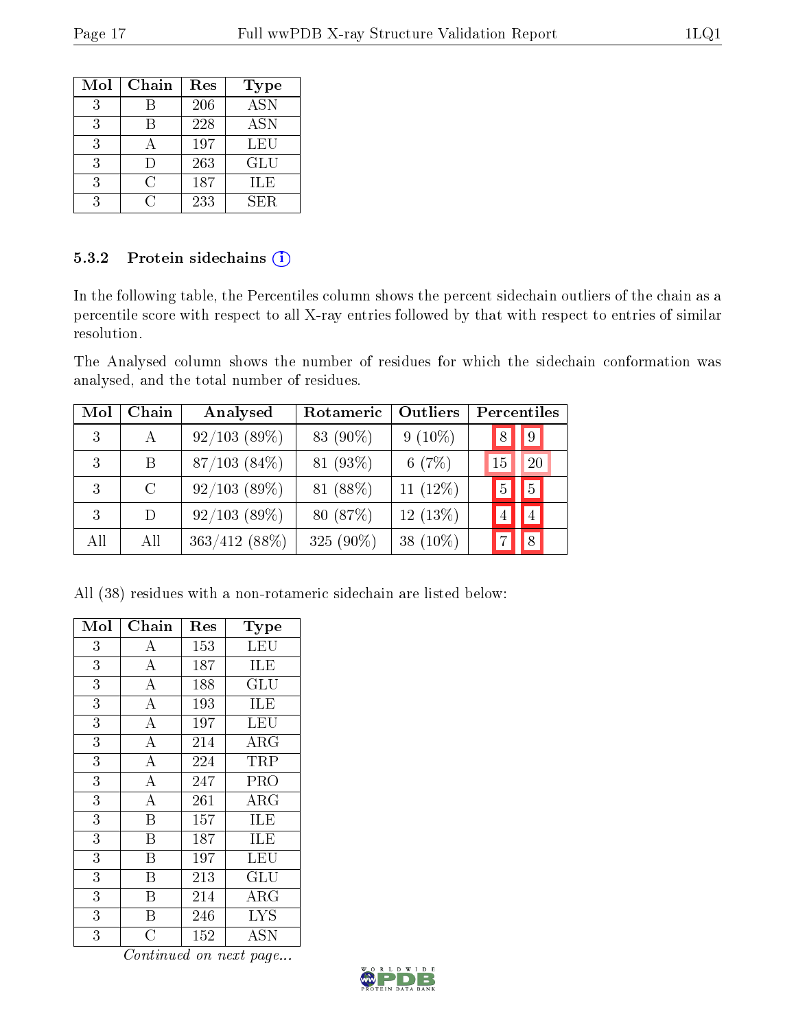| Mol | Chain | Res | Type |
|---|---|---|---|
| 3 | B | 206 | ASN |
| 3 | B | 228 | ASN |
| 3 | A | 197 | LEU |
| 3 | D | 263 | GLU |
| 3 | C | 187 | ILE |
| 3 | C | 233 | SER |

### 5.3.2 Protein sidechains (i)

In the following table, the Percentiles column shows the percent sidechain outliers of the chain as a percentile score with respect to all X-ray entries followed by that with respect to entries of similar resolution.

The Analysed column shows the number of residues for which the sidechain conformation was analysed, and the total number of residues.

| Mol | Chain | Analysed | Rotameric | Outliers | Percentiles | |
|---|---|---|---|---|---|---|
| 3 | A | 92/103 (89%) | 83 (90%) | 9 (10%) | 8 | 9 |
| 3 | B | 87/103 (84%) | 81 (93%) | 6 (7%) | 15 | 20 |
| 3 | C | 92/103 (89%) | 81 (88%) | 11 (12%) | 5 | 5 |
| 3 | D | 92/103 (89%) | 80 (87%) | 12 (13%) | 4 | 4 |
| All | All | 363/412 (88%) | 325 (90%) | 38 (10%) | 7 | 8 |

All (38) residues with a non-rotameric sidechain are listed below:

| Mol | Chain | Res | Type |
|---|---|---|---|
| 3 | A | 153 | LEU |
| 3 | A | 187 | ILE |
| 3 | A | 188 | GLU |
| 3 | A | 193 | ILE |
| 3 | A | 197 | LEU |
| 3 | A | 214 | ARG |
| 3 | A | 224 | TRP |
| 3 | A | 247 | PRO |
| 3 | A | 261 | ARG |
| 3 | B | 157 | ILE |
| 3 | B | 187 | ILE |
| 3 | B | 197 | LEU |
| 3 | B | 213 | GLU |
| 3 | B | 214 | ARG |
| 3 | B | 246 | LYS |
| 3 | C | 152 | ASN |

*Continued on next page...*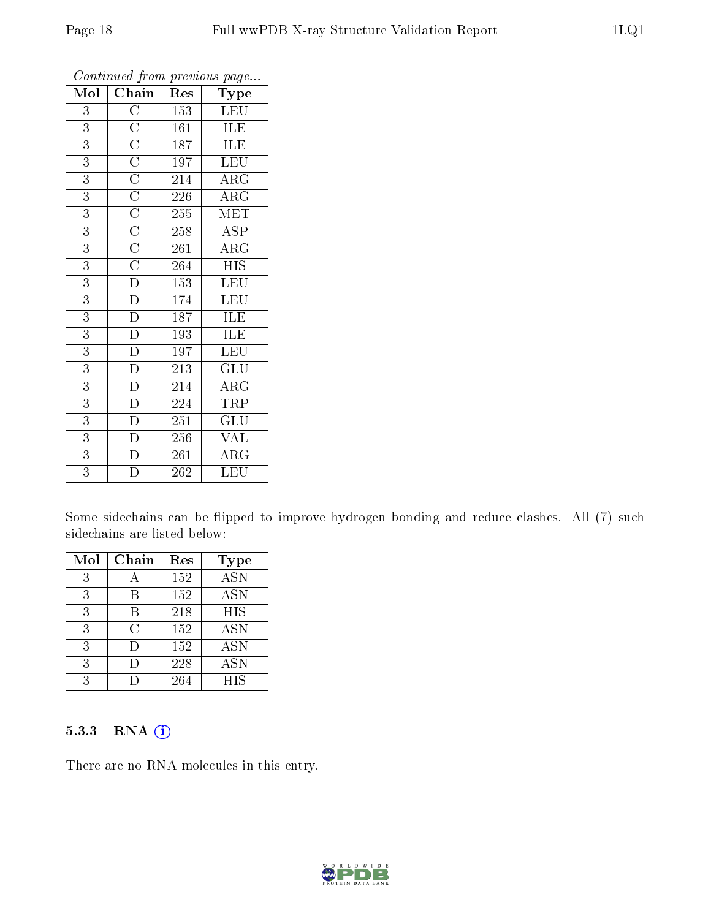*Continued from previous page...*

| Mol | Chain | Res | Type |
|---|---|---|---|
| 3 | C | 153 | LEU |
| 3 | C | 161 | ILE |
| 3 | C | 187 | ILE |
| 3 | C | 197 | LEU |
| 3 | C | 214 | ARG |
| 3 | C | 226 | ARG |
| 3 | C | 255 | MET |
| 3 | C | 258 | ASP |
| 3 | C | 261 | ARG |
| 3 | C | 264 | HIS |
| 3 | D | 153 | LEU |
| 3 | D | 174 | LEU |
| 3 | D | 187 | ILE |
| 3 | D | 193 | ILE |
| 3 | D | 197 | LEU |
| 3 | D | 213 | GLU |
| 3 | D | 214 | ARG |
| 3 | D | 224 | TRP |
| 3 | D | 251 | GLU |
| 3 | D | 256 | VAL |
| 3 | D | 261 | ARG |
| 3 | D | 262 | LEU |

Some sidechains can be flipped to improve hydrogen bonding and reduce clashes. All (7) such sidechains are listed below:

| Mol | Chain | Res | Type |
|---|---|---|---|
| 3 | A | 152 | ASN |
| 3 | B | 152 | ASN |
| 3 | B | 218 | HIS |
| 3 | C | 152 | ASN |
| 3 | D | 152 | ASN |
| 3 | D | 228 | ASN |
| 3 | D | 264 | HIS |

### 5.3.3 RNA (i)

There are no RNA molecules in this entry.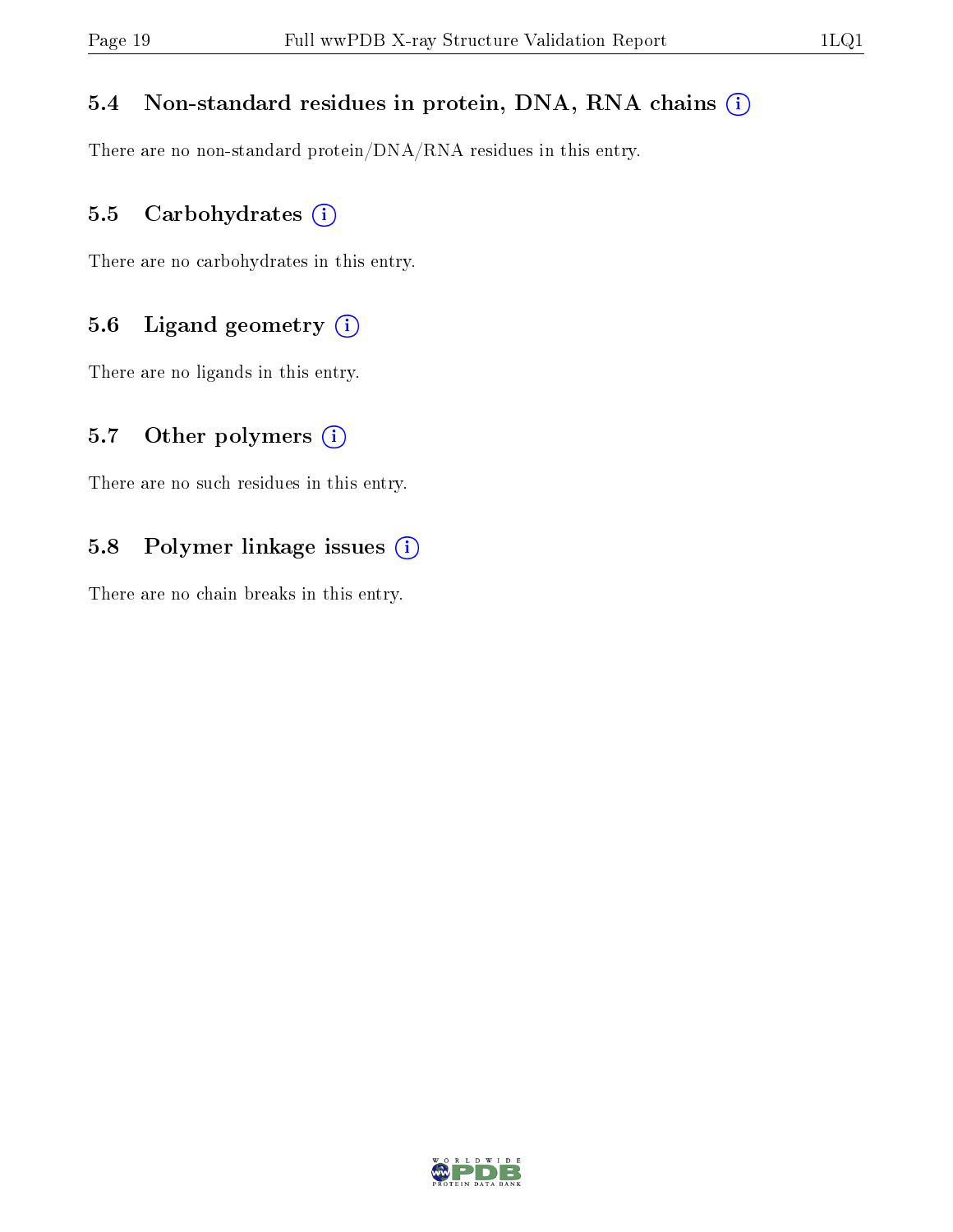### 5.4 Non-standard residues in protein, DNA, RNA chains (i)

There are no non-standard protein/DNA/RNA residues in this entry.

### 5.5 Carbohydrates (i)

There are no carbohydrates in this entry.

### 5.6 Ligand geometry (i)

There are no ligands in this entry.

### 5.7 Other polymers (i)

There are no such residues in this entry.

### 5.8 Polymer linkage issues (i)

There are no chain breaks in this entry.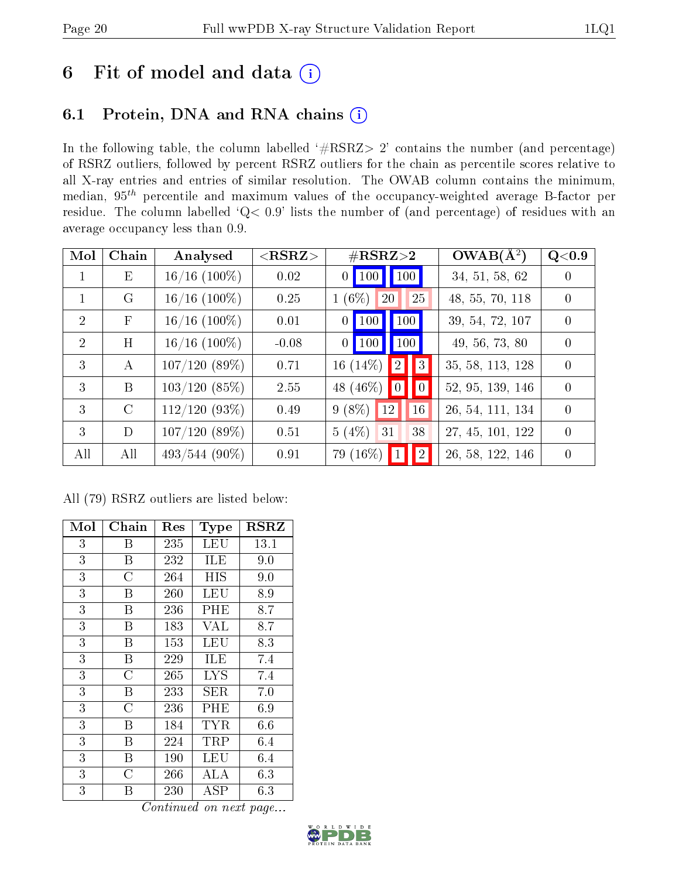# 6 Fit of model and data (i)

## 6.1 Protein, DNA and RNA chains (i)

In the following table, the column labelled '#RSRZ> 2' contains the number (and percentage) of RSRZ outliers, followed by percent RSRZ outliers for the chain as percentile scores relative to all X-ray entries and entries of similar resolution. The OWAB column contains the minimum, median, $95^{th}$ percentile and maximum values of the occupancy-weighted average B-factor per residue. The column labelled 'Q< 0.9' lists the number of (and percentage) of residues with an average occupancy less than 0.9.

| Mol | Chain | Analysed | <RSRZ> | #RSRZ>2 | | | OWAB(Å$^2$) | Q<0.9 |
|---|---|---|---|---|---|---|---|---|
| 1 | E | 16/16 (100%) | 0.02 | 0 | 100 | 100 | 34, 51, 58, 62 | 0 |
| 1 | G | 16/16 (100%) | 0.25 | 1 (6%) | 20 | 25 | 48, 55, 70, 118 | 0 |
| 2 | F | 16/16 (100%) | 0.01 | 0 | 100 | 100 | 39, 54, 72, 107 | 0 |
| 2 | H | 16/16 (100%) | -0.08 | 0 | 100 | 100 | 49, 56, 73, 80 | 0 |
| 3 | A | 107/120 (89%) | 0.71 | 16 (14%) | 2 | 3 | 35, 58, 113, 128 | 0 |
| 3 | B | 103/120 (85%) | 2.55 | 48 (46%) | 0 | 0 | 52, 95, 139, 146 | 0 |
| 3 | C | 112/120 (93%) | 0.49 | 9 (8%) | 12 | 16 | 26, 54, 111, 134 | 0 |
| 3 | D | 107/120 (89%) | 0.51 | 5 (4%) | 31 | 38 | 27, 45, 101, 122 | 0 |
| All | All | 493/544 (90%) | 0.91 | 79 (16%) | 1 | 2 | 26, 58, 122, 146 | 0 |

All (79) RSRZ outliers are listed below:

| Mol | Chain | Res | Type | RSRZ |
|---|---|---|---|---|
| 3 | B | 235 | LEU | 13.1 |
| 3 | B | 232 | ILE | 9.0 |
| 3 | C | 264 | HIS | 9.0 |
| 3 | B | 260 | LEU | 8.9 |
| 3 | B | 236 | PHE | 8.7 |
| 3 | B | 183 | VAL | 8.7 |
| 3 | B | 153 | LEU | 8.3 |
| 3 | B | 229 | ILE | 7.4 |
| 3 | C | 265 | LYS | 7.4 |
| 3 | B | 233 | SER | 7.0 |
| 3 | C | 236 | PHE | 6.9 |
| 3 | B | 184 | TYR | 6.6 |
| 3 | B | 224 | TRP | 6.4 |
| 3 | B | 190 | LEU | 6.4 |
| 3 | C | 266 | ALA | 6.3 |
| 3 | B | 230 | ASP | 6.3 |

*Continued on next page...*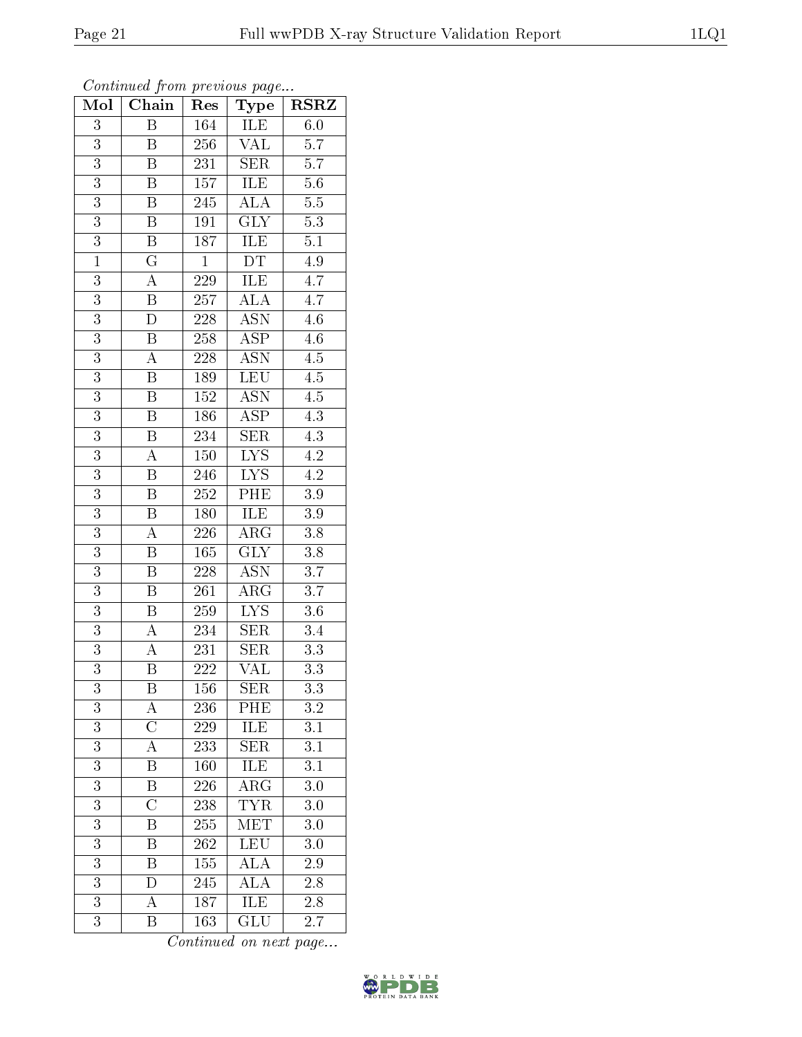*Continued from previous page...*

| Mol | Chain | Res | Type | RSRZ |
|---|---|---|---|---|
| 3 | B | 164 | ILE | 6.0 |
| 3 | B | 256 | VAL | 5.7 |
| 3 | B | 231 | SER | 5.7 |
| 3 | B | 157 | ILE | 5.6 |
| 3 | B | 245 | ALA | 5.5 |
| 3 | B | 191 | GLY | 5.3 |
| 3 | B | 187 | ILE | 5.1 |
| 1 | G | 1 | DT | 4.9 |
| 3 | A | 229 | ILE | 4.7 |
| 3 | B | 257 | ALA | 4.7 |
| 3 | D | 228 | ASN | 4.6 |
| 3 | B | 258 | ASP | 4.6 |
| 3 | A | 228 | ASN | 4.5 |
| 3 | B | 189 | LEU | 4.5 |
| 3 | B | 152 | ASN | 4.5 |
| 3 | B | 186 | ASP | 4.3 |
| 3 | B | 234 | SER | 4.3 |
| 3 | A | 150 | LYS | 4.2 |
| 3 | B | 246 | LYS | 4.2 |
| 3 | B | 252 | PHE | 3.9 |
| 3 | B | 180 | ILE | 3.9 |
| 3 | A | 226 | ARG | 3.8 |
| 3 | B | 165 | GLY | 3.8 |
| 3 | B | 228 | ASN | 3.7 |
| 3 | B | 261 | ARG | 3.7 |
| 3 | B | 259 | LYS | 3.6 |
| 3 | A | 234 | SER | 3.4 |
| 3 | A | 231 | SER | 3.3 |
| 3 | B | 222 | VAL | 3.3 |
| 3 | B | 156 | SER | 3.3 |
| 3 | A | 236 | PHE | 3.2 |
| 3 | C | 229 | ILE | 3.1 |
| 3 | A | 233 | SER | 3.1 |
| 3 | B | 160 | ILE | 3.1 |
| 3 | B | 226 | ARG | 3.0 |
| 3 | C | 238 | TYR | 3.0 |
| 3 | B | 255 | MET | 3.0 |
| 3 | B | 262 | LEU | 3.0 |
| 3 | B | 155 | ALA | 2.9 |
| 3 | D | 245 | ALA | 2.8 |
| 3 | A | 187 | ILE | 2.8 |
| 3 | B | 163 | GLU | 2.7 |

*Continued on next page...*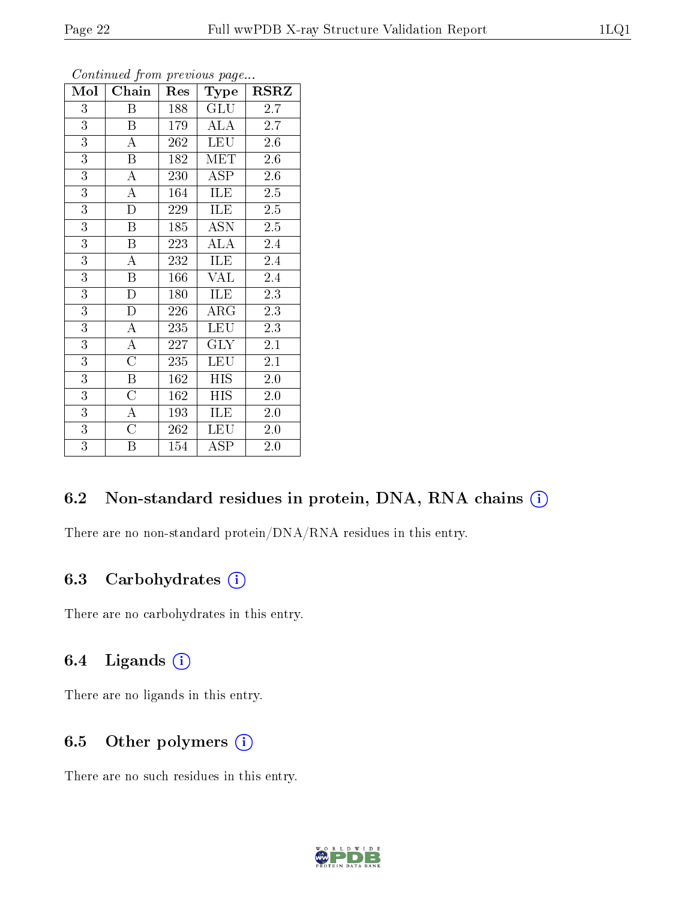*Continued from previous page...*

| Mol | Chain | Res | Type | RSRZ |
|---|---|---|---|---|
| 3 | B | 188 | GLU | 2.7 |
| 3 | B | 179 | ALA | 2.7 |
| 3 | A | 262 | LEU | 2.6 |
| 3 | B | 182 | MET | 2.6 |
| 3 | A | 230 | ASP | 2.6 |
| 3 | A | 164 | ILE | 2.5 |
| 3 | D | 229 | ILE | 2.5 |
| 3 | B | 185 | ASN | 2.5 |
| 3 | B | 223 | ALA | 2.4 |
| 3 | A | 232 | ILE | 2.4 |
| 3 | B | 166 | VAL | 2.4 |
| 3 | D | 180 | ILE | 2.3 |
| 3 | D | 226 | ARG | 2.3 |
| 3 | A | 235 | LEU | 2.3 |
| 3 | A | 227 | GLY | 2.1 |
| 3 | C | 235 | LEU | 2.1 |
| 3 | B | 162 | HIS | 2.0 |
| 3 | C | 162 | HIS | 2.0 |
| 3 | A | 193 | ILE | 2.0 |
| 3 | C | 262 | LEU | 2.0 |
| 3 | B | 154 | ASP | 2.0 |

### 6.2 Non-standard residues in protein, DNA, RNA chains (i)

There are no non-standard protein/DNA/RNA residues in this entry.

### 6.3 Carbohydrates (i)

There are no carbohydrates in this entry.

### 6.4 Ligands (i)

There are no ligands in this entry.

### 6.5 Other polymers (i)

There are no such residues in this entry.